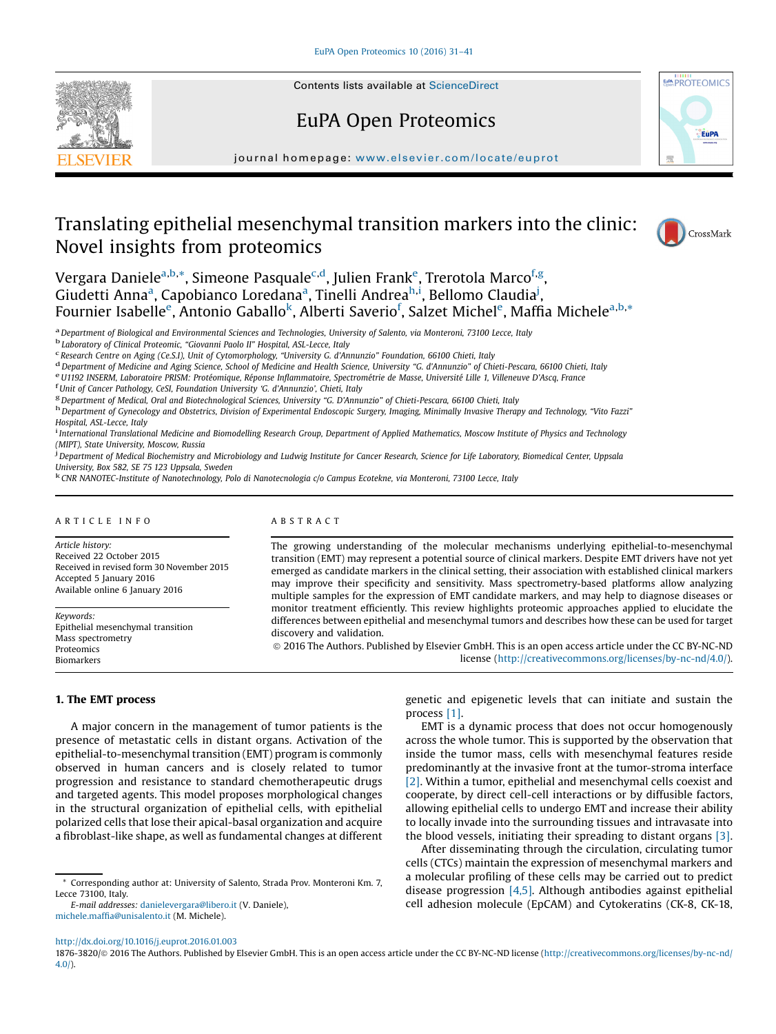# Translating epithelial mesenchymal transition markers into the clinic: Novel insights from proteomics

Vergara Daniele[a,b,*], Simeone Pasquale[c,d], Julien Franck[e], Trerotola Marco[f,g], Giudetti Anna[a], Capobianco Loredana[a], Tinelli Andrea[h,i], Bellomo Claudia[j], Fournier Isabelle[e], Antonio Gaballo[k], Alberti Saverio[f], Salzet Michel[e], Maffia Michele[a,b,*]

[a] Department of Biological and Environmental Sciences and Technologies, University of Salento, via Monteroni, 73100 Lecce, Italy
[b] Laboratory of Clinical Proteomic, "Giovanni Paolo II" Hospital, ASL-Lecce, Italy
[c] Research Centre on Aging (Ce.S.I), Unit of Cytomorphology, "University G. d'Annunzio" Foundation, 66100 Chieti, Italy
[d] Department of Medicine and Aging Science, School of Medicine and Health Science, University "G. d'Annunzio" of Chieti-Pescara, 66100 Chieti, Italy
[e] U1192 INSERM, Laboratoire PRISM: Protéomique, Réponse Inflammatoire, Spectrométrie de Masse, Université Lille 1, Villeneuve D'Ascq, France
[f] Unit of Cancer Pathology, CeSI, Foundation University 'G. d'Annunzio', Chieti, Italy
[g] Department of Medical, Oral and Biotechnological Sciences, University "G. D'Annunzio" of Chieti-Pescara, 66100 Chieti, Italy
[h] Department of Gynecology and Obstetrics, Division of Experimental Endoscopic Surgery, Imaging, Minimally Invasive Therapy and Technology, "Vito Fazzi" Hospital, ASL-Lecce, Italy
[i] International Translational Medicine and Biomodelling Research Group, Department of Applied Mathematics, Moscow Institute of Physics and Technology (MIPT), State University, Moscow, Russia
[j] Department of Medical Biochemistry and Microbiology and Ludwig Institute for Cancer Research, Science for Life Laboratory, Biomedical Center, Uppsala University, Box 582, SE 75 123 Uppsala, Sweden
[k] CNR NANOTEC-Institute of Nanotechnology, Polo di Nanotecnologia c/o Campus Ecotekne, via Monteroni, 73100 Lecce, Italy

## ARTICLE INFO

*Article history:*
Received 22 October 2015
Received in revised form 30 November 2015
Accepted 5 January 2016
Available online 6 January 2016

*Keywords:*
Epithelial mesenchymal transition
Mass spectrometry
Proteomics
Biomarkers

## ABSTRACT

The growing understanding of the molecular mechanisms underlying epithelial-to-mesenchymal transition (EMT) may represent a potential source of clinical markers. Despite EMT drivers have not yet emerged as candidate markers in the clinical setting, their association with established clinical markers may improve their specificity and sensitivity. Mass spectrometry-based platforms allow analyzing multiple samples for the expression of EMT candidate markers, and may help to diagnose diseases or monitor treatment efficiently. This review highlights proteomic approaches applied to elucidate the differences between epithelial and mesenchymal tumors and describes how these can be used for target discovery and validation.

© 2016 The Authors. Published by Elsevier GmbH. This is an open access article under the CC BY-NC-ND license (http://creativecommons.org/licenses/by-nc-nd/4.0/).

## 1. The EMT process

A major concern in the management of tumor patients is the presence of metastatic cells in distant organs. Activation of the epithelial-to-mesenchymal transition (EMT) program is commonly observed in human cancers and is closely related to tumor progression and resistance to standard chemotherapeutic drugs and targeted agents. This model proposes morphological changes in the structural organization of epithelial cells, with epithelial polarized cells that lose their apical-basal organization and acquire a fibroblast-like shape, as well as fundamental changes at different genetic and epigenetic levels that can initiate and sustain the process [1].

EMT is a dynamic process that does not occur homogenously across the whole tumor. This is supported by the observation that inside the tumor mass, cells with mesenchymal features reside predominantly at the invasive front at the tumor-stroma interface [2]. Within a tumor, epithelial and mesenchymal cells coexist and cooperate, by direct cell-cell interactions or by diffusible factors, allowing epithelial cells to undergo EMT and increase their ability to locally invade into the surrounding tissues and intravasate into the blood vessels, initiating their spreading to distant organs [3].

After disseminating through the circulation, circulating tumor cells (CTCs) maintain the expression of mesenchymal markers and a molecular profiling of these cells may be carried out to predict disease progression [4,5]. Although antibodies against epithelial cell adhesion molecule (EpCAM) and Cytokeratins (CK-8, CK-18,

\* Corresponding author at: University of Salento, Strada Prov. Monteroni Km. 7, Lecce 73100, Italy.
E-mail addresses: danielevergara@libero.it (V. Daniele), michele.maffia@unisalento.it (M. Michele).

http://dx.doi.org/10.1016/j.euprot.2016.01.003
1876-3820/© 2016 The Authors. Published by Elsevier GmbH. This is an open access article under the CC BY-NC-ND license (http://creativecommons.org/licenses/by-nc-nd/4.0/).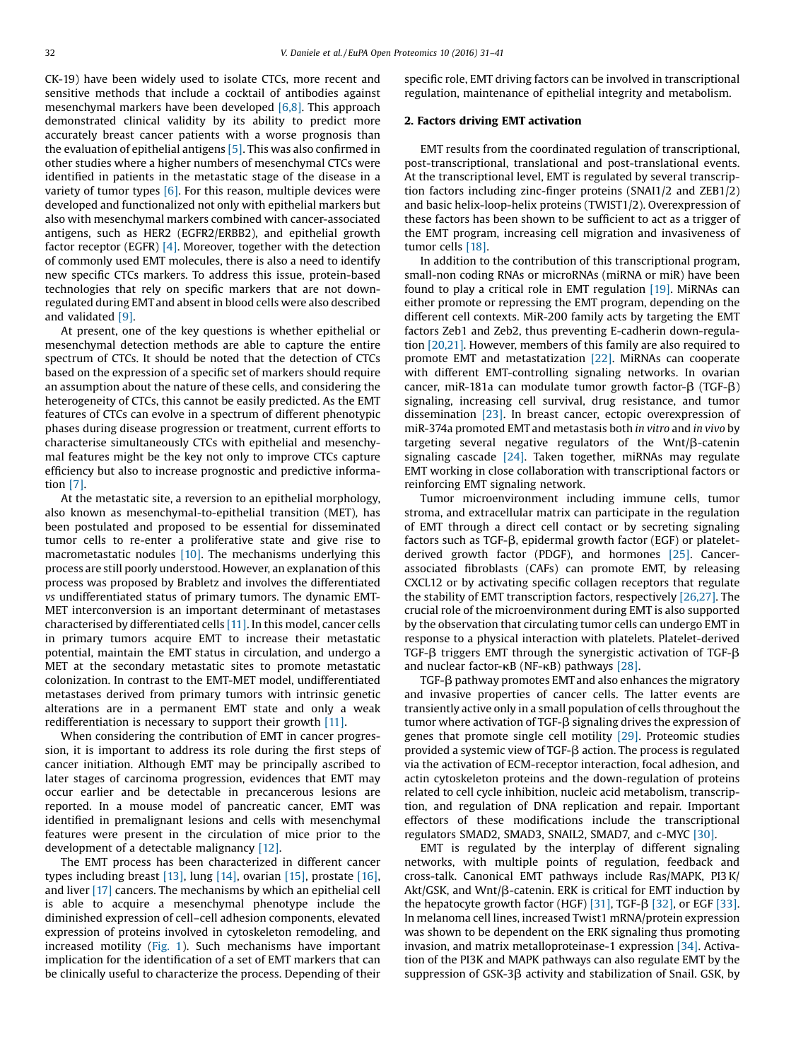CK-19) have been widely used to isolate CTCs, more recent and sensitive methods that include a cocktail of antibodies against mesenchymal markers have been developed [6,8]. This approach demonstrated clinical validity by its ability to predict more accurately breast cancer patients with a worse prognosis than the evaluation of epithelial antigens [5]. This was also confirmed in other studies where a higher numbers of mesenchymal CTCs were identified in patients in the metastatic stage of the disease in a variety of tumor types [6]. For this reason, multiple devices were developed and functionalized not only with epithelial markers but also with mesenchymal markers combined with cancer-associated antigens, such as HER2 (EGFR2/ERBB2), and epithelial growth factor receptor (EGFR) [4]. Moreover, together with the detection of commonly used EMT molecules, there is also a need to identify new specific CTCs markers. To address this issue, protein-based technologies that rely on specific markers that are not down-regulated during EMT and absent in blood cells were also described and validated [9].

At present, one of the key questions is whether epithelial or mesenchymal detection methods are able to capture the entire spectrum of CTCs. It should be noted that the detection of CTCs based on the expression of a specific set of markers should require an assumption about the nature of these cells, and considering the heterogeneity of CTCs, this cannot be easily predicted. As the EMT features of CTCs can evolve in a spectrum of different phenotypic phases during disease progression or treatment, current efforts to characterise simultaneously CTCs with epithelial and mesenchymal features might be the key not only to improve CTCs capture efficiency but also to increase prognostic and predictive information [7].

At the metastatic site, a reversion to an epithelial morphology, also known as mesenchymal-to-epithelial transition (MET), has been postulated and proposed to be essential for disseminated tumor cells to re-enter a proliferative state and give rise to macrometastatic nodules [10]. The mechanisms underlying this process are still poorly understood. However, an explanation of this process was proposed by Brabletz and involves the differentiated *vs* undifferentiated status of primary tumors. The dynamic EMT-MET interconversion is an important determinant of metastases characterised by differentiated cells [11]. In this model, cancer cells in primary tumors acquire EMT to increase their metastatic potential, maintain the EMT status in circulation, and undergo a MET at the secondary metastatic sites to promote metastatic colonization. In contrast to the EMT-MET model, undifferentiated metastases derived from primary tumors with intrinsic genetic alterations are in a permanent EMT state and only a weak redifferentiation is necessary to support their growth [11].

When considering the contribution of EMT in cancer progression, it is important to address its role during the first steps of cancer initiation. Although EMT may be principally ascribed to later stages of carcinoma progression, evidences that EMT may occur earlier and be detectable in precancerous lesions are reported. In a mouse model of pancreatic cancer, EMT was identified in premalignant lesions and cells with mesenchymal features were present in the circulation of mice prior to the development of a detectable malignancy [12].

The EMT process has been characterized in different cancer types including breast [13], lung [14], ovarian [15], prostate [16], and liver [17] cancers. The mechanisms by which an epithelial cell is able to acquire a mesenchymal phenotype include the diminished expression of cell–cell adhesion components, elevated expression of proteins involved in cytoskeleton remodeling, and increased motility (Fig. 1). Such mechanisms have important implication for the identification of a set of EMT markers that can be clinically useful to characterize the process. Depending of their specific role, EMT driving factors can be involved in transcriptional regulation, maintenance of epithelial integrity and metabolism.

## 2. Factors driving EMT activation

EMT results from the coordinated regulation of transcriptional, post-transcriptional, translational and post-translational events. At the transcriptional level, EMT is regulated by several transcription factors including zinc-finger proteins (SNAI1/2 and ZEB1/2) and basic helix-loop-helix proteins (TWIST1/2). Overexpression of these factors has been shown to be sufficient to act as a trigger of the EMT program, increasing cell migration and invasiveness of tumor cells [18].

In addition to the contribution of this transcriptional program, small-non coding RNAs or microRNAs (miRNA or miR) have been found to play a critical role in EMT regulation [19]. MiRNAs can either promote or repressing the EMT program, depending on the different cell contexts. MiR-200 family acts by targeting the EMT factors Zeb1 and Zeb2, thus preventing E-cadherin down-regulation [20,21]. However, members of this family are also required to promote EMT and metastatization [22]. MiRNAs can cooperate with different EMT-controlling signaling networks. In ovarian cancer, miR-181a can modulate tumor growth factor-β (TGF-β) signaling, increasing cell survival, drug resistance, and tumor dissemination [23]. In breast cancer, ectopic overexpression of miR-374a promoted EMT and metastasis both *in vitro* and *in vivo* by targeting several negative regulators of the Wnt/β-catenin signaling cascade [24]. Taken together, miRNAs may regulate EMT working in close collaboration with transcriptional factors or reinforcing EMT signaling network.

Tumor microenvironment including immune cells, tumor stroma, and extracellular matrix can participate in the regulation of EMT through a direct cell contact or by secreting signaling factors such as TGF-β, epidermal growth factor (EGF) or platelet-derived growth factor (PDGF), and hormones [25]. Cancer-associated fibroblasts (CAFs) can promote EMT, by releasing CXCL12 or by activating specific collagen receptors that regulate the stability of EMT transcription factors, respectively [26,27]. The crucial role of the microenvironment during EMT is also supported by the observation that circulating tumor cells can undergo EMT in response to a physical interaction with platelets. Platelet-derived TGF-β triggers EMT through the synergistic activation of TGF-β and nuclear factor-κB (NF-κB) pathways [28].

TGF-β pathway promotes EMT and also enhances the migratory and invasive properties of cancer cells. The latter events are transiently active only in a small population of cells throughout the tumor where activation of TGF-β signaling drives the expression of genes that promote single cell motility [29]. Proteomic studies provided a systemic view of TGF-β action. The process is regulated via the activation of ECM-receptor interaction, focal adhesion, and actin cytoskeleton proteins and the down-regulation of proteins related to cell cycle inhibition, nucleic acid metabolism, transcription, and regulation of DNA replication and repair. Important effectors of these modifications include the transcriptional regulators SMAD2, SMAD3, SNAIL2, SMAD7, and c-MYC [30].

EMT is regulated by the interplay of different signaling networks, with multiple points of regulation, feedback and cross-talk. Canonical EMT pathways include Ras/MAPK, PI3 K/Akt/GSK, and Wnt/β-catenin. ERK is critical for EMT induction by the hepatocyte growth factor (HGF) [31], TGF-β [32], or EGF [33]. In melanoma cell lines, increased Twist1 mRNA/protein expression was shown to be dependent on the ERK signaling thus promoting invasion, and matrix metalloproteinase-1 expression [34]. Activation of the PI3K and MAPK pathways can also regulate EMT by the suppression of GSK-3β activity and stabilization of Snail. GSK, by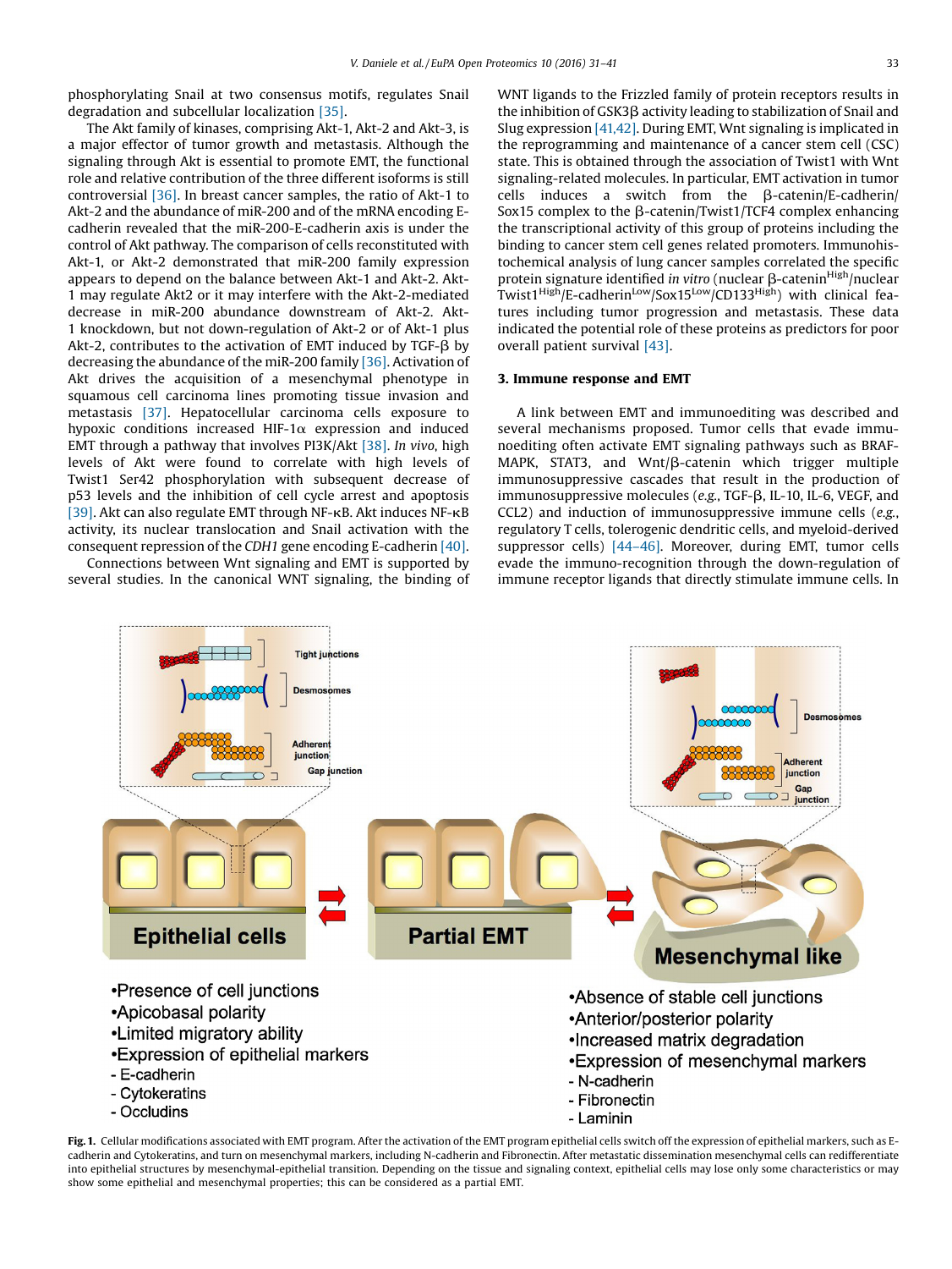phosphorylating Snail at two consensus motifs, regulates Snail degradation and subcellular localization [35].

The Akt family of kinases, comprising Akt-1, Akt-2 and Akt-3, is a major effector of tumor growth and metastasis. Although the signaling through Akt is essential to promote EMT, the functional role and relative contribution of the three different isoforms is still controversial [36]. In breast cancer samples, the ratio of Akt-1 to Akt-2 and the abundance of miR-200 and of the mRNA encoding E-cadherin revealed that the miR-200-E-cadherin axis is under the control of Akt pathway. The comparison of cells reconstituted with Akt-1, or Akt-2 demonstrated that miR-200 family expression appears to depend on the balance between Akt-1 and Akt-2. Akt-1 may regulate Akt2 or it may interfere with the Akt-2-mediated decrease in miR-200 abundance downstream of Akt-2. Akt-1 knockdown, but not down-regulation of Akt-2 or of Akt-1 plus Akt-2, contributes to the activation of EMT induced by TGF-β by decreasing the abundance of the miR-200 family [36]. Activation of Akt drives the acquisition of a mesenchymal phenotype in squamous cell carcinoma lines promoting tissue invasion and metastasis [37]. Hepatocellular carcinoma cells exposure to hypoxic conditions increased HIF-1α expression and induced EMT through a pathway that involves PI3K/Akt [38]. *In vivo*, high levels of Akt were found to correlate with high levels of Twist1 Ser42 phosphorylation with subsequent decrease of p53 levels and the inhibition of cell cycle arrest and apoptosis [39]. Akt can also regulate EMT through NF-κB. Akt induces NF-κB activity, its nuclear translocation and Snail activation with the consequent repression of the *CDH1* gene encoding E-cadherin [40].

Connections between Wnt signaling and EMT is supported by several studies. In the canonical WNT signaling, the binding of WNT ligands to the Frizzled family of protein receptors results in the inhibition of GSK3β activity leading to stabilization of Snail and Slug expression [41,42]. During EMT, Wnt signaling is implicated in the reprogramming and maintenance of a cancer stem cell (CSC) state. This is obtained through the association of Twist1 with Wnt signaling-related molecules. In particular, EMT activation in tumor cells induces a switch from the β-catenin/E-cadherin/Sox15 complex to the β-catenin/Twist1/TCF4 complex enhancing the transcriptional activity of this group of proteins including the binding to cancer stem cell genes related promoters. Immunohistochemical analysis of lung cancer samples correlated the specific protein signature identified *in vitro* (nuclear β-catenin$^{High}$/nuclear Twist1$^{High}$/E-cadherin$^{Low}$/Sox15$^{Low}$/CD133$^{High}$) with clinical features including tumor progression and metastasis. These data indicated the potential role of these proteins as predictors for poor overall patient survival [43].

## 3. Immune response and EMT

A link between EMT and immunoediting was described and several mechanisms proposed. Tumor cells that evade immunoediting often activate EMT signaling pathways such as BRAF-MAPK, STAT3, and Wnt/β-catenin which trigger multiple immunosuppressive cascades that result in the production of immunosuppressive molecules (*e.g.*, TGF-β, IL-10, IL-6, VEGF, and CCL2) and induction of immunosuppressive immune cells (*e.g.*, regulatory T cells, tolerogenic dendritic cells, and myeloid-derived suppressor cells) [44–46]. Moreover, during EMT, tumor cells evade the immuno-recognition through the down-regulation of immune receptor ligands that directly stimulate immune cells. In

**Fig. 1.** Cellular modifications associated with EMT program. After the activation of the EMT program epithelial cells switch off the expression of epithelial markers, such as E-cadherin and Cytokeratins, and turn on mesenchymal markers, including N-cadherin and Fibronectin. After metastatic dissemination mesenchymal cells can redifferentiate into epithelial structures by mesenchymal-epithelial transition. Depending on the tissue and signaling context, epithelial cells may lose only some characteristics or may show some epithelial and mesenchymal properties; this can be considered as a partial EMT.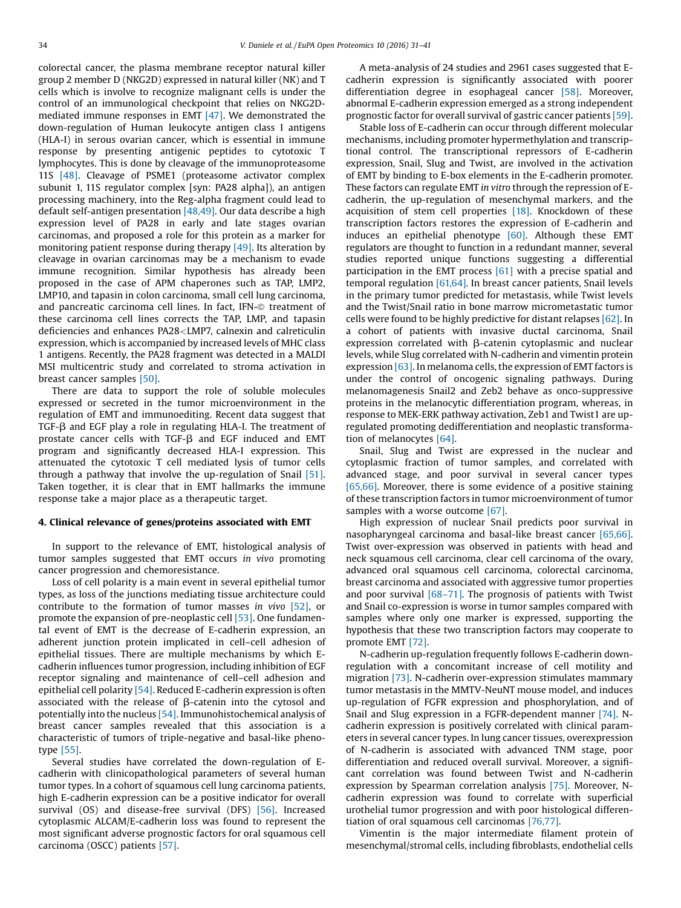colorectal cancer, the plasma membrane receptor natural killer group 2 member D (NKG2D) expressed in natural killer (NK) and T cells which is involve to recognize malignant cells is under the control of an immunological checkpoint that relies on NKG2D-mediated immune responses in EMT [47]. We demonstrated the down-regulation of Human leukocyte antigen class I antigens (HLA-I) in serous ovarian cancer, which is essential in immune response by presenting antigenic peptides to cytotoxic T lymphocytes. This is done by cleavage of the immunoproteasome 11S [48]. Cleavage of PSME1 (proteasome activator complex subunit 1, 11S regulator complex [syn: PA28 alpha]), an antigen processing machinery, into the Reg-alpha fragment could lead to default self-antigen presentation [48,49]. Our data describe a high expression level of PA28 in early and late stages ovarian carcinomas, and proposed a role for this protein as a marker for monitoring patient response during therapy [49]. Its alteration by cleavage in ovarian carcinomas may be a mechanism to evade immune recognition. Similar hypothesis has already been proposed in the case of APM chaperones such as TAP, LMP2, LMP10, and tapasin in colon carcinoma, small cell lung carcinoma, and pancreatic carcinoma cell lines. In fact, IFN-© treatment of these carcinoma cell lines corrects the TAP, LMP, and tapasin deficiencies and enhances PA28<LMP7, calnexin and calreticulin expression, which is accompanied by increased levels of MHC class 1 antigens. Recently, the PA28 fragment was detected in a MALDI MSI multicentric study and correlated to stroma activation in breast cancer samples [50].

There are data to support the role of soluble molecules expressed or secreted in the tumor microenvironment in the regulation of EMT and immunoediting. Recent data suggest that TGF-β and EGF play a role in regulating HLA-I. The treatment of prostate cancer cells with TGF-β and EGF induced and EMT program and significantly decreased HLA-I expression. This attenuated the cytotoxic T cell mediated lysis of tumor cells through a pathway that involve the up-regulation of Snail [51]. Taken together, it is clear that in EMT hallmarks the immune response take a major place as a therapeutic target.

## 4. Clinical relevance of genes/proteins associated with EMT

In support to the relevance of EMT, histological analysis of tumor samples suggested that EMT occurs *in vivo* promoting cancer progression and chemoresistance.

Loss of cell polarity is a main event in several epithelial tumor types, as loss of the junctions mediating tissue architecture could contribute to the formation of tumor masses *in vivo* [52], or promote the expansion of pre-neoplastic cell [53]. One fundamental event of EMT is the decrease of E-cadherin expression, an adherent junction protein implicated in cell–cell adhesion of epithelial tissues. There are multiple mechanisms by which E-cadherin influences tumor progression, including inhibition of EGF receptor signaling and maintenance of cell–cell adhesion and epithelial cell polarity [54]. Reduced E-cadherin expression is often associated with the release of β-catenin into the cytosol and potentially into the nucleus [54]. Immunohistochemical analysis of breast cancer samples revealed that this association is a characteristic of tumors of triple-negative and basal-like phenotype [55].

Several studies have correlated the down-regulation of E-cadherin with clinicopathological parameters of several human tumor types. In a cohort of squamous cell lung carcinoma patients, high E-cadherin expression can be a positive indicator for overall survival (OS) and disease-free survival (DFS) [56]. Increased cytoplasmic ALCAM/E-cadherin loss was found to represent the most significant adverse prognostic factors for oral squamous cell carcinoma (OSCC) patients [57].

A meta-analysis of 24 studies and 2961 cases suggested that E-cadherin expression is significantly associated with poorer differentiation degree in esophageal cancer [58]. Moreover, abnormal E-cadherin expression emerged as a strong independent prognostic factor for overall survival of gastric cancer patients [59].

Stable loss of E-cadherin can occur through different molecular mechanisms, including promoter hypermethylation and transcriptional control. The transcriptional repressors of E-cadherin expression, Snail, Slug and Twist, are involved in the activation of EMT by binding to E-box elements in the E-cadherin promoter. These factors can regulate EMT *in vitro* through the repression of E-cadherin, the up-regulation of mesenchymal markers, and the acquisition of stem cell properties [18]. Knockdown of these transcription factors restores the expression of E-cadherin and induces an epithelial phenotype [60]. Although these EMT regulators are thought to function in a redundant manner, several studies reported unique functions suggesting a differential participation in the EMT process [61] with a precise spatial and temporal regulation [61,64]. In breast cancer patients, Snail levels in the primary tumor predicted for metastasis, while Twist levels and the Twist/Snail ratio in bone marrow micrometastatic tumor cells were found to be highly predictive for distant relapses [62]. In a cohort of patients with invasive ductal carcinoma, Snail expression correlated with β-catenin cytoplasmic and nuclear levels, while Slug correlated with N-cadherin and vimentin protein expression [63]. In melanoma cells, the expression of EMT factors is under the control of oncogenic signaling pathways. During melanomagenesis Snail2 and Zeb2 behave as onco-suppressive proteins in the melanocytic differentiation program, whereas, in response to MEK-ERK pathway activation, Zeb1 and Twist1 are up-regulated promoting dedifferentiation and neoplastic transformation of melanocytes [64].

Snail, Slug and Twist are expressed in the nuclear and cytoplasmic fraction of tumor samples, and correlated with advanced stage, and poor survival in several cancer types [65,66]. Moreover, there is some evidence of a positive staining of these transcription factors in tumor microenvironment of tumor samples with a worse outcome [67].

High expression of nuclear Snail predicts poor survival in nasopharyngeal carcinoma and basal-like breast cancer [65,66]. Twist over-expression was observed in patients with head and neck squamous cell carcinoma, clear cell carcinoma of the ovary, advanced oral squamous cell carcinoma, colorectal carcinoma, breast carcinoma and associated with aggressive tumor properties and poor survival [68–71]. The prognosis of patients with Twist and Snail co-expression is worse in tumor samples compared with samples where only one marker is expressed, supporting the hypothesis that these two transcription factors may cooperate to promote EMT [72].

N-cadherin up-regulation frequently follows E-cadherin down-regulation with a concomitant increase of cell motility and migration [73]. N-cadherin over-expression stimulates mammary tumor metastasis in the MMTV-NeuNT mouse model, and induces up-regulation of FGFR expression and phosphorylation, and of Snail and Slug expression in a FGFR-dependent manner [74]. N-cadherin expression is positively correlated with clinical parameters in several cancer types. In lung cancer tissues, overexpression of N-cadherin is associated with advanced TNM stage, poor differentiation and reduced overall survival. Moreover, a significant correlation was found between Twist and N-cadherin expression by Spearman correlation analysis [75]. Moreover, N-cadherin expression was found to correlate with superficial urothelial tumor progression and with poor histological differentiation of oral squamous cell carcinomas [76,77].

Vimentin is the major intermediate filament protein of mesenchymal/stromal cells, including fibroblasts, endothelial cells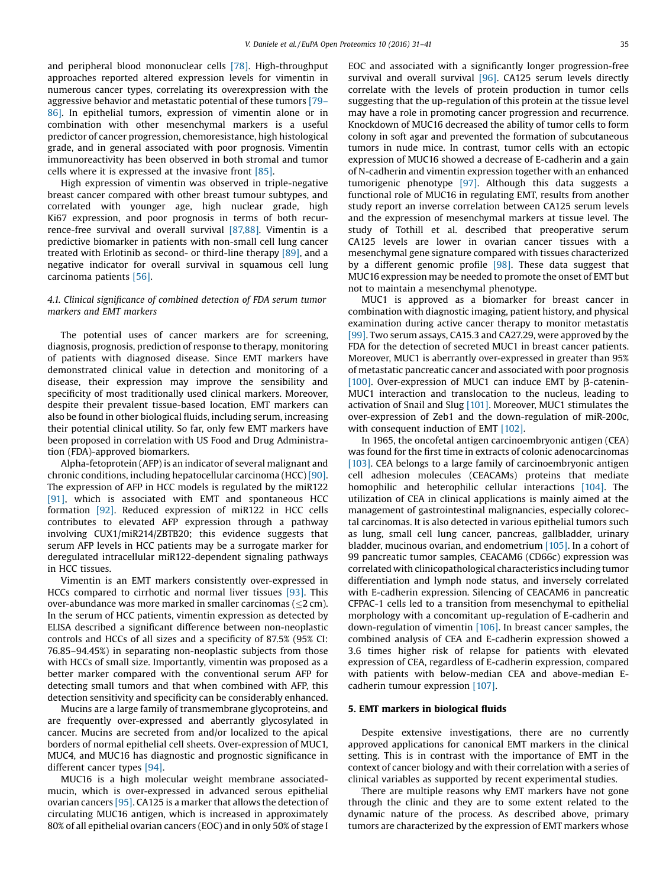and peripheral blood mononuclear cells [78]. High-throughput approaches reported altered expression levels for vimentin in numerous cancer types, correlating its overexpression with the aggressive behavior and metastatic potential of these tumors [79–86]. In epithelial tumors, expression of vimentin alone or in combination with other mesenchymal markers is a useful predictor of cancer progression, chemoresistance, high histological grade, and in general associated with poor prognosis. Vimentin immunoreactivity has been observed in both stromal and tumor cells where it is expressed at the invasive front [85].

High expression of vimentin was observed in triple-negative breast cancer compared with other breast tumour subtypes, and correlated with younger age, high nuclear grade, high Ki67 expression, and poor prognosis in terms of both recurrence-free survival and overall survival [87,88]. Vimentin is a predictive biomarker in patients with non-small cell lung cancer treated with Erlotinib as second- or third-line therapy [89], and a negative indicator for overall survival in squamous cell lung carcinoma patients [56].

### 4.1. Clinical significance of combined detection of FDA serum tumor markers and EMT markers

The potential uses of cancer markers are for screening, diagnosis, prognosis, prediction of response to therapy, monitoring of patients with diagnosed disease. Since EMT markers have demonstrated clinical value in detection and monitoring of a disease, their expression may improve the sensibility and specificity of most traditionally used clinical markers. Moreover, despite their prevalent tissue-based location, EMT markers can also be found in other biological fluids, including serum, increasing their potential clinical utility. So far, only few EMT markers have been proposed in correlation with US Food and Drug Administration (FDA)-approved biomarkers.

Alpha-fetoprotein (AFP) is an indicator of several malignant and chronic conditions, including hepatocellular carcinoma (HCC) [90]. The expression of AFP in HCC models is regulated by the miR122 [91], which is associated with EMT and spontaneous HCC formation [92]. Reduced expression of miR122 in HCC cells contributes to elevated AFP expression through a pathway involving CUX1/miR214/ZBTB20; this evidence suggests that serum AFP levels in HCC patients may be a surrogate marker for deregulated intracellular miR122-dependent signaling pathways in HCC tissues.

Vimentin is an EMT markers consistently over-expressed in HCCs compared to cirrhotic and normal liver tissues [93]. This over-abundance was more marked in smaller carcinomas ($\leq$2 cm). In the serum of HCC patients, vimentin expression as detected by ELISA described a significant difference between non-neoplastic controls and HCCs of all sizes and a specificity of 87.5% (95% CI: 76.85–94.45%) in separating non-neoplastic subjects from those with HCCs of small size. Importantly, vimentin was proposed as a better marker compared with the conventional serum AFP for detecting small tumors and that when combined with AFP, this detection sensitivity and specificity can be considerably enhanced.

Mucins are a large family of transmembrane glycoproteins, and are frequently over-expressed and aberrantly glycosylated in cancer. Mucins are secreted from and/or localized to the apical borders of normal epithelial cell sheets. Over-expression of MUC1, MUC4, and MUC16 has diagnostic and prognostic significance in different cancer types [94].

MUC16 is a high molecular weight membrane associated-mucin, which is over-expressed in advanced serous epithelial ovarian cancers [95]. CA125 is a marker that allows the detection of circulating MUC16 antigen, which is increased in approximately 80% of all epithelial ovarian cancers (EOC) and in only 50% of stage I EOC and associated with a significantly longer progression-free survival and overall survival [96]. CA125 serum levels directly correlate with the levels of protein production in tumor cells suggesting that the up-regulation of this protein at the tissue level may have a role in promoting cancer progression and recurrence. Knockdown of MUC16 decreased the ability of tumor cells to form colony in soft agar and prevented the formation of subcutaneous tumors in nude mice. In contrast, tumor cells with an ectopic expression of MUC16 showed a decrease of E-cadherin and a gain of N-cadherin and vimentin expression together with an enhanced tumorigenic phenotype [97]. Although this data suggests a functional role of MUC16 in regulating EMT, results from another study report an inverse correlation between CA125 serum levels and the expression of mesenchymal markers at tissue level. The study of Tothill et al. described that preoperative serum CA125 levels are lower in ovarian cancer tissues with a mesenchymal gene signature compared with tissues characterized by a different genomic profile [98]. These data suggest that MUC16 expression may be needed to promote the onset of EMT but not to maintain a mesenchymal phenotype.

MUC1 is approved as a biomarker for breast cancer in combination with diagnostic imaging, patient history, and physical examination during active cancer therapy to monitor metastatis [99]. Two serum assays, CA15.3 and CA27.29, were approved by the FDA for the detection of secreted MUC1 in breast cancer patients. Moreover, MUC1 is aberrantly over-expressed in greater than 95% of metastatic pancreatic cancer and associated with poor prognosis [100]. Over-expression of MUC1 can induce EMT by β-catenin-MUC1 interaction and translocation to the nucleus, leading to activation of Snail and Slug [101]. Moreover, MUC1 stimulates the over-expression of Zeb1 and the down-regulation of miR-200c, with consequent induction of EMT [102].

In 1965, the oncofetal antigen carcinoembryonic antigen (CEA) was found for the first time in extracts of colonic adenocarcinomas [103]. CEA belongs to a large family of carcinoembryonic antigen cell adhesion molecules (CEACAMs) proteins that mediate homophilic and heterophilic cellular interactions [104]. The utilization of CEA in clinical applications is mainly aimed at the management of gastrointestinal malignancies, especially colorectal carcinomas. It is also detected in various epithelial tumors such as lung, small cell lung cancer, pancreas, gallbladder, urinary bladder, mucinous ovarian, and endometrium [105]. In a cohort of 99 pancreatic tumor samples, CEACAM6 (CD66c) expression was correlated with clinicopathological characteristics including tumor differentiation and lymph node status, and inversely correlated with E-cadherin expression. Silencing of CEACAM6 in pancreatic CFPAC-1 cells led to a transition from mesenchymal to epithelial morphology with a concomitant up-regulation of E-cadherin and down-regulation of vimentin [106]. In breast cancer samples, the combined analysis of CEA and E-cadherin expression showed a 3.6 times higher risk of relapse for patients with elevated expression of CEA, regardless of E-cadherin expression, compared with patients with below-median CEA and above-median E-cadherin tumour expression [107].

## 5. EMT markers in biological fluids

Despite extensive investigations, there are no currently approved applications for canonical EMT markers in the clinical setting. This is in contrast with the importance of EMT in the context of cancer biology and with their correlation with a series of clinical variables as supported by recent experimental studies.

There are multiple reasons why EMT markers have not gone through the clinic and they are to some extent related to the dynamic nature of the process. As described above, primary tumors are characterized by the expression of EMT markers whose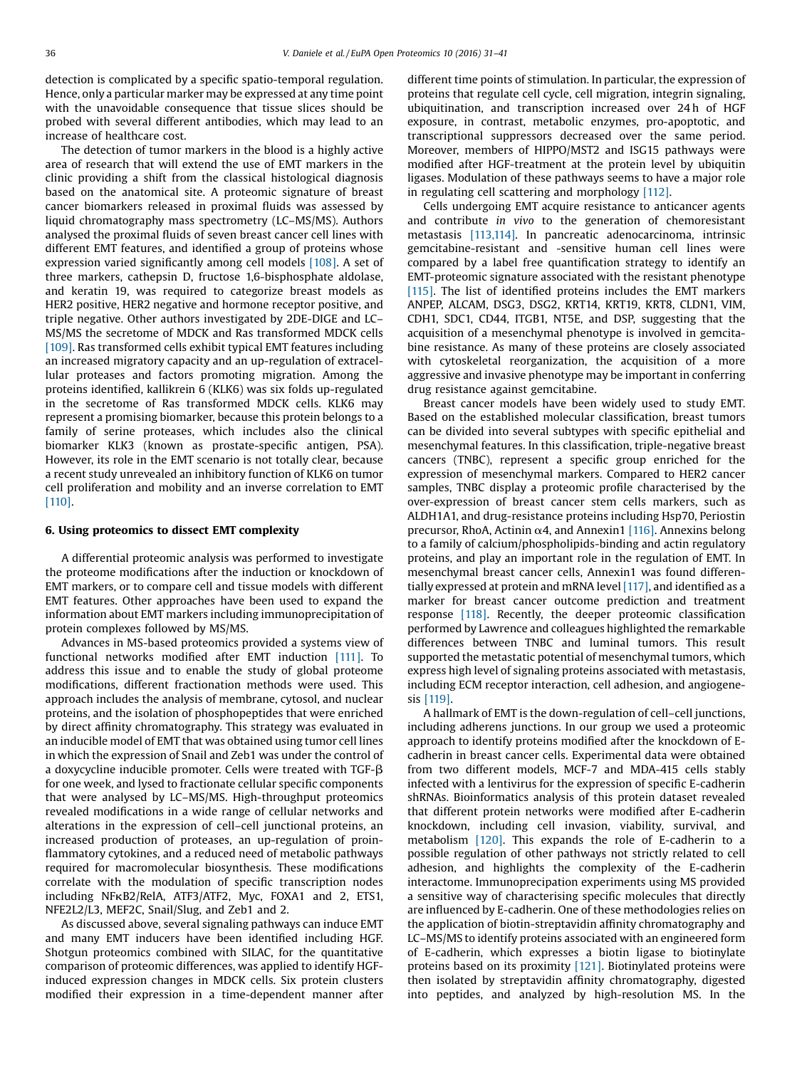detection is complicated by a specific spatio-temporal regulation. Hence, only a particular marker may be expressed at any time point with the unavoidable consequence that tissue slices should be probed with several different antibodies, which may lead to an increase of healthcare cost.

The detection of tumor markers in the blood is a highly active area of research that will extend the use of EMT markers in the clinic providing a shift from the classical histological diagnosis based on the anatomical site. A proteomic signature of breast cancer biomarkers released in proximal fluids was assessed by liquid chromatography mass spectrometry (LC–MS/MS). Authors analysed the proximal fluids of seven breast cancer cell lines with different EMT features, and identified a group of proteins whose expression varied significantly among cell models [108]. A set of three markers, cathepsin D, fructose 1,6-bisphosphate aldolase, and keratin 19, was required to categorize breast models as HER2 positive, HER2 negative and hormone receptor positive, and triple negative. Other authors investigated by 2DE-DIGE and LC–MS/MS the secretome of MDCK and Ras transformed MDCK cells [109]. Ras transformed cells exhibit typical EMT features including an increased migratory capacity and an up-regulation of extracellular proteases and factors promoting migration. Among the proteins identified, kallikrein 6 (KLK6) was six folds up-regulated in the secretome of Ras transformed MDCK cells. KLK6 may represent a promising biomarker, because this protein belongs to a family of serine proteases, which includes also the clinical biomarker KLK3 (known as prostate-specific antigen, PSA). However, its role in the EMT scenario is not totally clear, because a recent study unrevealed an inhibitory function of KLK6 on tumor cell proliferation and mobility and an inverse correlation to EMT [110].

## 6. Using proteomics to dissect EMT complexity

A differential proteomic analysis was performed to investigate the proteome modifications after the induction or knockdown of EMT markers, or to compare cell and tissue models with different EMT features. Other approaches have been used to expand the information about EMT markers including immunoprecipitation of protein complexes followed by MS/MS.

Advances in MS-based proteomics provided a systems view of functional networks modified after EMT induction [111]. To address this issue and to enable the study of global proteome modifications, different fractionation methods were used. This approach includes the analysis of membrane, cytosol, and nuclear proteins, and the isolation of phosphopeptides that were enriched by direct affinity chromatography. This strategy was evaluated in an inducible model of EMT that was obtained using tumor cell lines in which the expression of Snail and Zeb1 was under the control of a doxycycline inducible promoter. Cells were treated with TGF-$\beta$ for one week, and lysed to fractionate cellular specific components that were analysed by LC–MS/MS. High-throughput proteomics revealed modifications in a wide range of cellular networks and alterations in the expression of cell–cell junctional proteins, an increased production of proteases, an up-regulation of proinflammatory cytokines, and a reduced need of metabolic pathways required for macromolecular biosynthesis. These modifications correlate with the modulation of specific transcription nodes including NF$\kappa$B2/RelA, ATF3/ATF2, Myc, FOXA1 and 2, ETS1, NFE2L2/L3, MEF2C, Snail/Slug, and Zeb1 and 2.

As discussed above, several signaling pathways can induce EMT and many EMT inducers have been identified including HGF. Shotgun proteomics combined with SILAC, for the quantitative comparison of proteomic differences, was applied to identify HGF-induced expression changes in MDCK cells. Six protein clusters modified their expression in a time-dependent manner after different time points of stimulation. In particular, the expression of proteins that regulate cell cycle, cell migration, integrin signaling, ubiquitination, and transcription increased over 24 h of HGF exposure, in contrast, metabolic enzymes, pro-apoptotic, and transcriptional suppressors decreased over the same period. Moreover, members of HIPPO/MST2 and ISG15 pathways were modified after HGF-treatment at the protein level by ubiquitin ligases. Modulation of these pathways seems to have a major role in regulating cell scattering and morphology [112].

Cells undergoing EMT acquire resistance to anticancer agents and contribute *in vivo* to the generation of chemoresistant metastasis [113,114]. In pancreatic adenocarcinoma, intrinsic gemcitabine-resistant and -sensitive human cell lines were compared by a label free quantification strategy to identify an EMT-proteomic signature associated with the resistant phenotype [115]. The list of identified proteins includes the EMT markers ANPEP, ALCAM, DSG3, DSG2, KRT14, KRT19, KRT8, CLDN1, VIM, CDH1, SDC1, CD44, ITGB1, NT5E, and DSP, suggesting that the acquisition of a mesenchymal phenotype is involved in gemcitabine resistance. As many of these proteins are closely associated with cytoskeletal reorganization, the acquisition of a more aggressive and invasive phenotype may be important in conferring drug resistance against gemcitabine.

Breast cancer models have been widely used to study EMT. Based on the established molecular classification, breast tumors can be divided into several subtypes with specific epithelial and mesenchymal features. In this classification, triple-negative breast cancers (TNBC), represent a specific group enriched for the expression of mesenchymal markers. Compared to HER2 cancer samples, TNBC display a proteomic profile characterised by the over-expression of breast cancer stem cells markers, such as ALDH1A1, and drug-resistance proteins including Hsp70, Periostin precursor, RhoA, Actinin $\alpha$4, and Annexin1 [116]. Annexins belong to a family of calcium/phospholipids-binding and actin regulatory proteins, and play an important role in the regulation of EMT. In mesenchymal breast cancer cells, Annexin1 was found differentially expressed at protein and mRNA level [117], and identified as a marker for breast cancer outcome prediction and treatment response [118]. Recently, the deeper proteomic classification performed by Lawrence and colleagues highlighted the remarkable differences between TNBC and luminal tumors. This result supported the metastatic potential of mesenchymal tumors, which express high level of signaling proteins associated with metastasis, including ECM receptor interaction, cell adhesion, and angiogenesis [119].

A hallmark of EMT is the down-regulation of cell–cell junctions, including adherens junctions. In our group we used a proteomic approach to identify proteins modified after the knockdown of E-cadherin in breast cancer cells. Experimental data were obtained from two different models, MCF-7 and MDA-415 cells stably infected with a lentivirus for the expression of specific E-cadherin shRNAs. Bioinformatics analysis of this protein dataset revealed that different protein networks were modified after E-cadherin knockdown, including cell invasion, viability, survival, and metabolism [120]. This expands the role of E-cadherin to a possible regulation of other pathways not strictly related to cell adhesion, and highlights the complexity of the E-cadherin interactome. Immunoprecipation experiments using MS provided a sensitive way of characterising specific molecules that directly are influenced by E-cadherin. One of these methodologies relies on the application of biotin-streptavidin affinity chromatography and LC–MS/MS to identify proteins associated with an engineered form of E-cadherin, which expresses a biotin ligase to biotinylate proteins based on its proximity [121]. Biotinylated proteins were then isolated by streptavidin affinity chromatography, digested into peptides, and analyzed by high-resolution MS. In the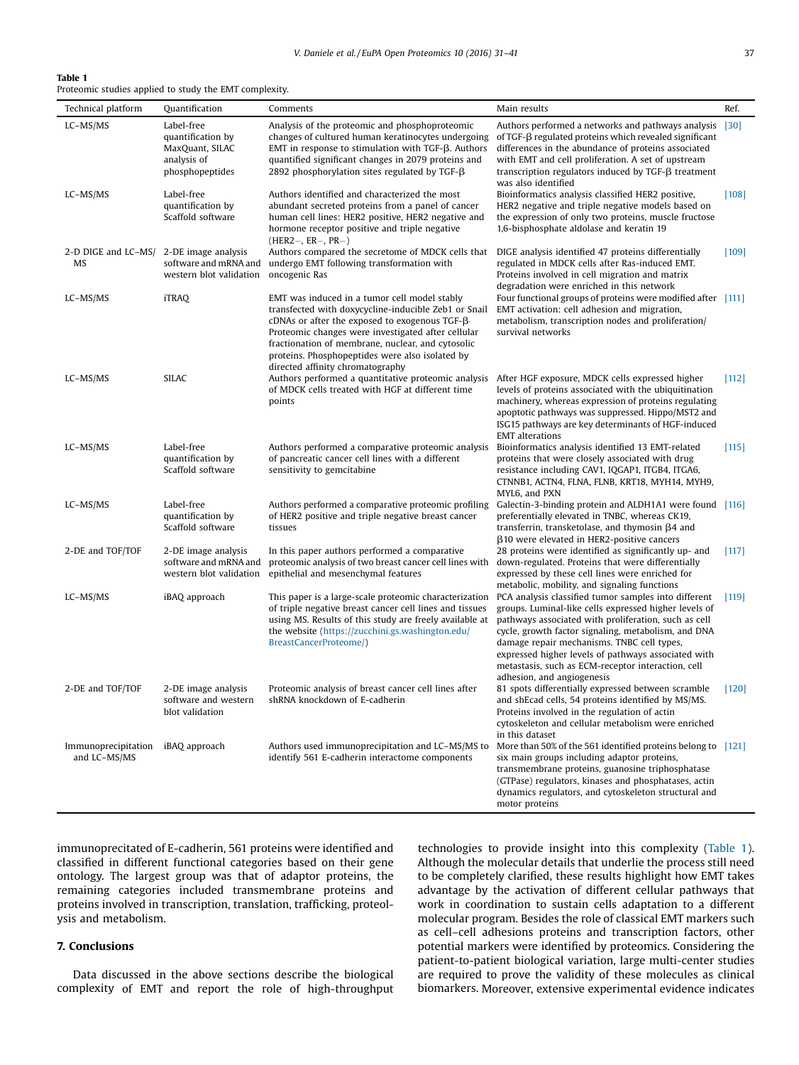**Table 1**
Proteomic studies applied to study the EMT complexity.

| Technical platform | Quantification | Comments | Main results | Ref. |
|---|---|---|---|---|
| LC–MS/MS | Label-free quantification by MaxQuant, SILAC analysis of phosphopeptides | Analysis of the proteomic and phosphoproteomic changes of cultured human keratinocytes undergoing EMT in response to stimulation with TGF-β. Authors quantified significant changes in 2079 proteins and 2892 phosphorylation sites regulated by TGF-β | Authors performed a networks and pathways analysis of TGF-β regulated proteins which revealed significant differences in the abundance of proteins associated with EMT and cell proliferation. A set of upstream transcription regulators induced by TGF-β treatment was also identified | [30] |
| LC–MS/MS | Label-free quantification by Scaffold software | Authors identified and characterized the most abundant secreted proteins from a panel of cancer human cell lines: HER2 positive, HER2 negative and hormone receptor positive and triple negative (HER2−, ER−, PR−) | Bioinformatics analysis classified HER2 positive, HER2 negative and triple negative models based on the expression of only two proteins, muscle fructose 1,6-bisphosphate aldolase and keratin 19 | [108] |
| 2-D DIGE and LC–MS/MS | 2-DE image analysis software and mRNA and western blot validation | Authors compared the secretome of MDCK cells that undergo EMT following transformation with oncogenic Ras | DIGE analysis identified 47 proteins differentially regulated in MDCK cells after Ras-induced EMT. Proteins involved in cell migration and matrix degradation were enriched in this network | [109] |
| LC–MS/MS | iTRAQ | EMT was induced in a tumor cell model stably transfected with doxycycline-inducible Zeb1 or Snail cDNAs or after the exposed to exogenous TGF-β. Proteomic changes were investigated after cellular fractionation of membrane, nuclear, and cytosolic proteins. Phosphopeptides were also isolated by directed affinity chromatography | Four functional groups of proteins were modified after EMT activation: cell adhesion and migration, metabolism, transcription nodes and proliferation/survival networks | [111] |
| LC–MS/MS | SILAC | Authors performed a quantitative proteomic analysis of MDCK cells treated with HGF at different time points | After HGF exposure, MDCK cells expressed higher levels of proteins associated with the ubiquitination machinery, whereas expression of proteins regulating apoptotic pathways was suppressed. Hippo/MST2 and ISG15 pathways are key determinants of HGF-induced EMT alterations | [112] |
| LC–MS/MS | Label-free quantification by Scaffold software | Authors performed a comparative proteomic analysis of pancreatic cancer cell lines with a different sensitivity to gemcitabine | Bioinformatics analysis identified 13 EMT-related proteins that were closely associated with drug resistance including CAV1, IQGAP1, ITGB4, ITGA6, CTNNB1, ACTN4, FLNA, FLNB, KRT18, MYH14, MYH9, MYL6, and PXN | [115] |
| LC–MS/MS | Label-free quantification by Scaffold software | Authors performed a comparative proteomic profiling of HER2 positive and triple negative breast cancer tissues | Galectin-3-binding protein and ALDH1A1 were found preferentially elevated in TNBC, whereas CK19, transferrin, transketolase, and thymosin β4 and β10 were elevated in HER2-positive cancers | [116] |
| 2-DE and TOF/TOF | 2-DE image analysis software and mRNA and western blot validation | In this paper authors performed a comparative proteomic analysis of two breast cancer cell lines with epithelial and mesenchymal features | 28 proteins were identified as significantly up- and down-regulated. Proteins that were differentially expressed by these cell lines were enriched for metabolic, mobility, and signaling functions | [117] |
| LC–MS/MS | iBAQ approach | This paper is a large-scale proteomic characterization of triple negative breast cancer cell lines and tissues using MS. Results of this study are freely available at the website (https://zucchini.gs.washington.edu/BreastCancerProteome/) | PCA analysis classified tumor samples into different groups. Luminal-like cells expressed higher levels of pathways associated with proliferation, such as cell cycle, growth factor signaling, metabolism, and DNA damage repair mechanisms. TNBC cell types, expressed higher levels of pathways associated with metastasis, such as ECM-receptor interaction, cell adhesion, and angiogenesis | [119] |
| 2-DE and TOF/TOF | 2-DE image analysis software and western blot validation | Proteomic analysis of breast cancer cell lines after shRNA knockdown of E-cadherin | 81 spots differentially expressed between scramble and shEcad cells, 54 proteins identified by MS/MS. Proteins involved in the regulation of actin cytoskeleton and cellular metabolism were enriched in this dataset | [120] |
| Immunoprecipitation and LC–MS/MS | iBAQ approach | Authors used immunoprecipitation and LC–MS/MS to identify 561 E-cadherin interactome components | More than 50% of the 561 identified proteins belong to six main groups including adaptor proteins, transmembrane proteins, guanosine triphosphatase (GTPase) regulators, kinases and phosphatases, actin dynamics regulators, and cytoskeleton structural and motor proteins | [121] |

immunoprecitated of E-cadherin, 561 proteins were identified and classified in different functional categories based on their gene ontology. The largest group was that of adaptor proteins, the remaining categories included transmembrane proteins and proteins involved in transcription, translation, trafficking, proteolysis and metabolism.

## 7. Conclusions

Data discussed in the above sections describe the biological complexity of EMT and report the role of high-throughput technologies to provide insight into this complexity (Table 1). Although the molecular details that underlie the process still need to be completely clarified, these results highlight how EMT takes advantage by the activation of different cellular pathways that work in coordination to sustain cells adaptation to a different molecular program. Besides the role of classical EMT markers such as cell–cell adhesions proteins and transcription factors, other potential markers were identified by proteomics. Considering the patient-to-patient biological variation, large multi-center studies are required to prove the validity of these molecules as clinical biomarkers. Moreover, extensive experimental evidence indicates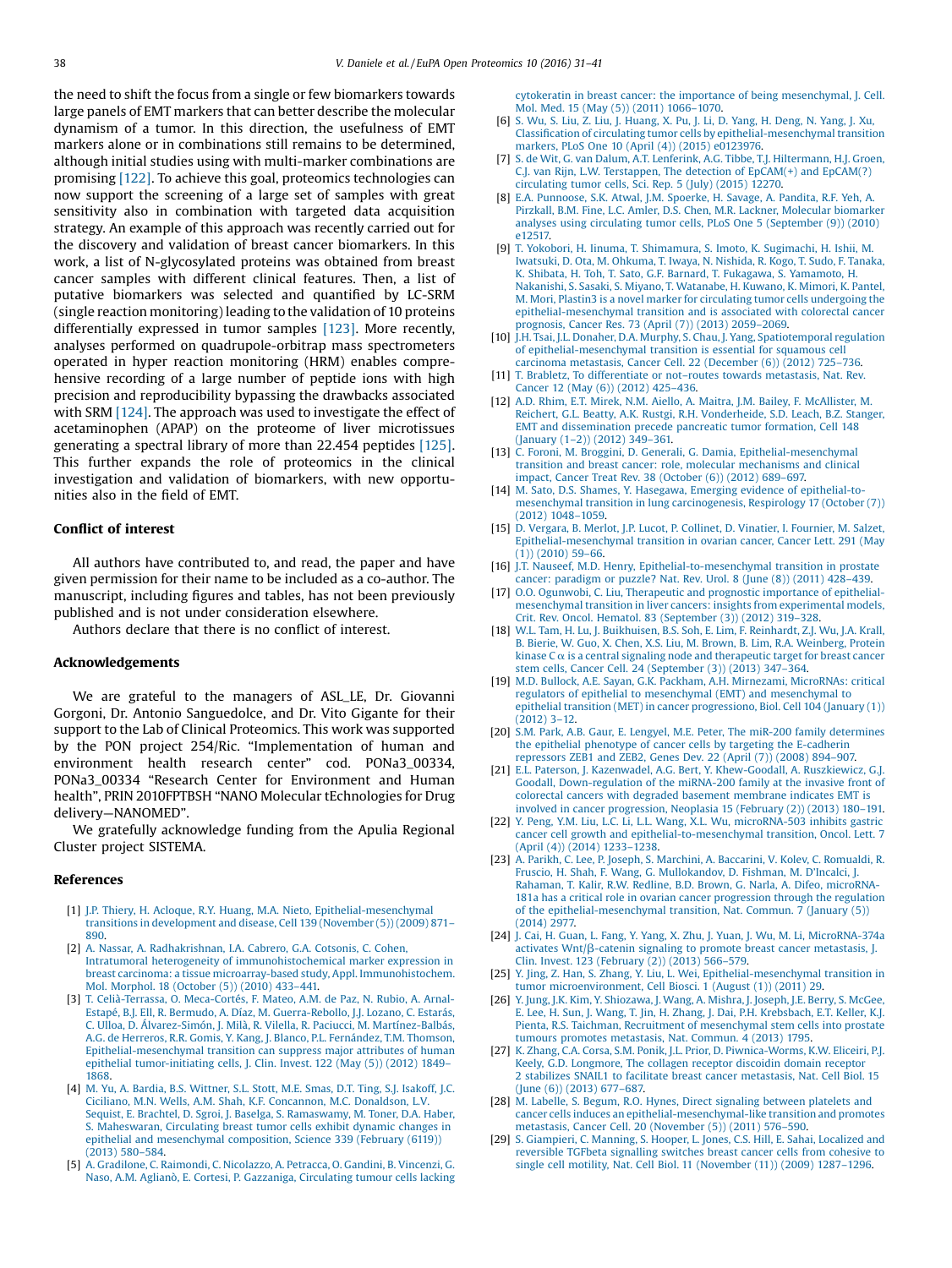the need to shift the focus from a single or few biomarkers towards large panels of EMT markers that can better describe the molecular dynamism of a tumor. In this direction, the usefulness of EMT markers alone or in combinations still remains to be determined, although initial studies using with multi-marker combinations are promising [122]. To achieve this goal, proteomics technologies can now support the screening of a large set of samples with great sensitivity also in combination with targeted data acquisition strategy. An example of this approach was recently carried out for the discovery and validation of breast cancer biomarkers. In this work, a list of N-glycosylated proteins was obtained from breast cancer samples with different clinical features. Then, a list of putative biomarkers was selected and quantified by LC-SRM (single reaction monitoring) leading to the validation of 10 proteins differentially expressed in tumor samples [123]. More recently, analyses performed on quadrupole-orbitrap mass spectrometers operated in hyper reaction monitoring (HRM) enables comprehensive recording of a large number of peptide ions with high precision and reproducibility bypassing the drawbacks associated with SRM [124]. The approach was used to investigate the effect of acetaminophen (APAP) on the proteome of liver microtissues generating a spectral library of more than 22.454 peptides [125]. This further expands the role of proteomics in the clinical investigation and validation of biomarkers, with new opportunities also in the field of EMT.

## Conflict of interest

All authors have contributed to, and read, the paper and have given permission for their name to be included as a co-author. The manuscript, including figures and tables, has not been previously published and is not under consideration elsewhere.

Authors declare that there is no conflict of interest.

## Acknowledgements

We are grateful to the managers of ASL_LE, Dr. Giovanni Gorgoni, Dr. Antonio Sanguedolce, and Dr. Vito Gigante for their support to the Lab of Clinical Proteomics. This work was supported by the PON project 254/Ric. "Implementation of human and environment health research center" cod. PONa3_00334, PONa3_00334 "Research Center for Environment and Human health", PRIN 2010FPTBSH "NANO Molecular tEchnologies for Drug delivery—NANOMED".

We gratefully acknowledge funding from the Apulia Regional Cluster project SISTEMA.

## References

[1] J.P. Thiery, H. Acloque, R.Y. Huang, M.A. Nieto, Epithelial-mesenchymal transitions in development and disease, Cell 139 (November (5)) (2009) 871–890.

[2] A. Nassar, A. Radhakrishnan, I.A. Cabrero, G.A. Cotsonis, C. Cohen, Intratumoral heterogeneity of immunohistochemical marker expression in breast carcinoma: a tissue microarray-based study, Appl. Immunohistochem. Mol. Morphol. 18 (October (5)) (2010) 433–441.

[3] T. Celià-Terrassa, O. Meca-Cortés, F. Mateo, A.M. de Paz, N. Rubio, A. Arnal-Estapé, B.J. Ell, R. Bermudo, A. Díaz, M. Guerra-Rebollo, J.J. Lozano, C. Estarás, C. Ulloa, D. Álvarez-Simón, J. Milà, R. Vilella, R. Paciucci, M. Martínez-Balbás, A.G. de Herreros, R.R. Gomis, Y. Kang, J. Blanco, P.L. Fernández, T.M. Thomson, Epithelial-mesenchymal transition can suppress major attributes of human epithelial tumor-initiating cells, J. Clin. Invest. 122 (May (5)) (2012) 1849–1868.

[4] M. Yu, A. Bardia, B.S. Wittner, S.L. Stott, M.E. Smas, D.T. Ting, S.J. Isakoff, J.C. Ciciliano, M.N. Wells, A.M. Shah, K.F. Concannon, M.C. Donaldson, L.V. Sequist, E. Brachtel, D. Sgroi, J. Baselga, S. Ramaswamy, M. Toner, D.A. Haber, S. Maheswaran, Circulating breast tumor cells exhibit dynamic changes in epithelial and mesenchymal composition, Science 339 (February (6119)) (2013) 580–584.

[5] A. Gradilone, C. Raimondi, C. Nicolazzo, A. Petracca, O. Gandini, B. Vincenzi, G. Naso, A.M. Aglianò, E. Cortesi, P. Gazzaniga, Circulating tumour cells lacking cytokeratin in breast cancer: the importance of being mesenchymal, J. Cell. Mol. Med. 15 (May (5)) (2011) 1066–1070.

[6] S. Wu, S. Liu, Z. Liu, J. Huang, X. Pu, J. Li, D. Yang, H. Deng, N. Yang, J. Xu, Classification of circulating tumor cells by epithelial-mesenchymal transition markers, PLoS One 10 (April (4)) (2015) e0123976.

[7] S. de Wit, G. van Dalum, A.T. Lenferink, A.G. Tibbe, T.J. Hiltermann, H.J. Groen, C.J. van Rijn, L.W. Terstappen, The detection of EpCAM(+) and EpCAM(?) circulating tumor cells, Sci. Rep. 5 (July) (2015) 12270.

[8] E.A. Punnoose, S.K. Atwal, J.M. Spoerke, H. Savage, A. Pandita, R.F. Yeh, A. Pirzkall, B.M. Fine, L.C. Amler, D.S. Chen, M.R. Lackner, Molecular biomarker analyses using circulating tumor cells, PLoS One 5 (September (9)) (2010) e12517.

[9] T. Yokobori, H. Iinuma, T. Shimamura, S. Imoto, K. Sugimachi, H. Ishii, M. Iwatsuki, D. Ota, M. Ohkuma, T. Iwaya, N. Nishida, R. Kogo, T. Sudo, F. Tanaka, K. Shibata, H. Toh, T. Sato, G.F. Barnard, T. Fukagawa, S. Yamamoto, H. Nakanishi, S. Sasaki, S. Miyano, T. Watanabe, H. Kuwano, K. Mimori, K. Pantel, M. Mori, Plastin3 is a novel marker for circulating tumor cells undergoing the epithelial-mesenchymal transition and is associated with colorectal cancer prognosis, Cancer Res. 73 (April (7)) (2013) 2059–2069.

[10] J.H. Tsai, J.L. Donaher, D.A. Murphy, S. Chau, J. Yang, Spatiotemporal regulation of epithelial-mesenchymal transition is essential for squamous cell carcinoma metastasis, Cancer Cell. 22 (December (6)) (2012) 725–736.

[11] T. Brabletz, To differentiate or not–routes towards metastasis, Nat. Rev. Cancer 12 (May (6)) (2012) 425–436.

[12] A.D. Rhim, E.T. Mirek, N.M. Aiello, A. Maitra, J.M. Bailey, F. McAllister, M. Reichert, G.L. Beatty, A.K. Rustgi, R.H. Vonderheide, S.D. Leach, B.Z. Stanger, EMT and dissemination precede pancreatic tumor formation, Cell 148 (January (1–2)) (2012) 349–361.

[13] C. Foroni, M. Broggini, D. Generali, G. Damia, Epithelial-mesenchymal transition and breast cancer: role, molecular mechanisms and clinical impact, Cancer Treat Rev. 38 (October (6)) (2012) 689–697.

[14] M. Sato, D.S. Shames, Y. Hasegawa, Emerging evidence of epithelial-to-mesenchymal transition in lung carcinogenesis, Respirology 17 (October (7)) (2012) 1048–1059.

[15] D. Vergara, B. Merlot, J.P. Lucot, P. Collinet, D. Vinatier, I. Fournier, M. Salzet, Epithelial-mesenchymal transition in ovarian cancer, Cancer Lett. 291 (May (1)) (2010) 59–66.

[16] J.T. Nauseef, M.D. Henry, Epithelial-to-mesenchymal transition in prostate cancer: paradigm or puzzle? Nat. Rev. Urol. 8 (June (8)) (2011) 428–439.

[17] O.O. Ogunwobi, C. Liu, Therapeutic and prognostic importance of epithelial-mesenchymal transition in liver cancers: insights from experimental models, Crit. Rev. Oncol. Hematol. 83 (September (3)) (2012) 319–328.

[18] W.L. Tam, H. Lu, J. Buikhuisen, B.S. Soh, E. Lim, F. Reinhardt, Z.J. Wu, J.A. Krall, B. Bierie, W. Guo, X. Chen, X.S. Liu, M. Brown, B. Lim, R.A. Weinberg, Protein kinase C $\alpha$ is a central signaling node and therapeutic target for breast cancer stem cells, Cancer Cell. 24 (September (3)) (2013) 347–364.

[19] M.D. Bullock, A.E. Sayan, G.K. Packham, A.H. Mirnezami, MicroRNAs: critical regulators of epithelial to mesenchymal (EMT) and mesenchymal to epithelial transition (MET) in cancer progressiono, Biol. Cell 104 (January (1)) (2012) 3–12.

[20] S.M. Park, A.B. Gaur, E. Lengyel, M.E. Peter, The miR-200 family determines the epithelial phenotype of cancer cells by targeting the E-cadherin repressors ZEB1 and ZEB2, Genes Dev. 22 (April (7)) (2008) 894–907.

[21] E.L. Paterson, J. Kazenwadel, A.G. Bert, Y. Khew-Goodall, A. Ruszkiewicz, G.J. Goodall, Down-regulation of the miRNA-200 family at the invasive front of colorectal cancers with degraded basement membrane indicates EMT is involved in cancer progression, Neoplasia 15 (February (2)) (2013) 180–191.

[22] Y. Peng, Y.M. Liu, L.C. Li, L.L. Wang, X.L. Wu, microRNA-503 inhibits gastric cancer cell growth and epithelial-to-mesenchymal transition, Oncol. Lett. 7 (April (4)) (2014) 1233–1238.

[23] A. Parikh, C. Lee, P. Joseph, S. Marchini, A. Baccarini, V. Kolev, C. Romualdi, R. Fruscio, H. Shah, F. Wang, G. Mullokandov, D. Fishman, M. D'Incalci, J. Rahaman, T. Kalir, R.W. Redline, B.D. Brown, G. Narla, A. Difeo, microRNA-181a has a critical role in ovarian cancer progression through the regulation of the epithelial-mesenchymal transition, Nat. Commun. 7 (January (5)) (2014) 2977.

[24] J. Cai, H. Guan, L. Fang, Y. Yang, X. Zhu, J. Yuan, J. Wu, M. Li, MicroRNA-374a activates Wnt/β-catenin signaling to promote breast cancer metastasis, J. Clin. Invest. 123 (February (2)) (2013) 566–579.

[25] Y. Jing, Z. Han, S. Zhang, Y. Liu, L. Wei, Epithelial-mesenchymal transition in tumor microenvironment, Cell Biosci. 1 (August (1)) (2011) 29.

[26] Y. Jung, J.K. Kim, Y. Shiozawa, J. Wang, A. Mishra, J. Joseph, J.E. Berry, S. McGee, E. Lee, H. Sun, J. Wang, T. Jin, H. Zhang, J. Dai, P.H. Krebsbach, E.T. Keller, K.J. Pienta, R.S. Taichman, Recruitment of mesenchymal stem cells into prostate tumours promotes metastasis, Nat. Commun. 4 (2013) 1795.

[27] K. Zhang, C.A. Corsa, S.M. Ponik, J.L. Prior, D. Piwnica-Worms, K.W. Eliceiri, P.J. Keely, G.D. Longmore, The collagen receptor discoidin domain receptor 2 stabilizes SNAIL1 to facilitate breast cancer metastasis, Nat. Cell Biol. 15 (June (6)) (2013) 677–687.

[28] M. Labelle, S. Begum, R.O. Hynes, Direct signaling between platelets and cancer cells induces an epithelial-mesenchymal-like transition and promotes metastasis, Cancer Cell. 20 (November (5)) (2011) 576–590.

[29] S. Giampieri, C. Manning, S. Hooper, L. Jones, C.S. Hill, E. Sahai, Localized and reversible TGFbeta signalling switches breast cancer cells from cohesive to single cell motility, Nat. Cell Biol. 11 (November (11)) (2009) 1287–1296.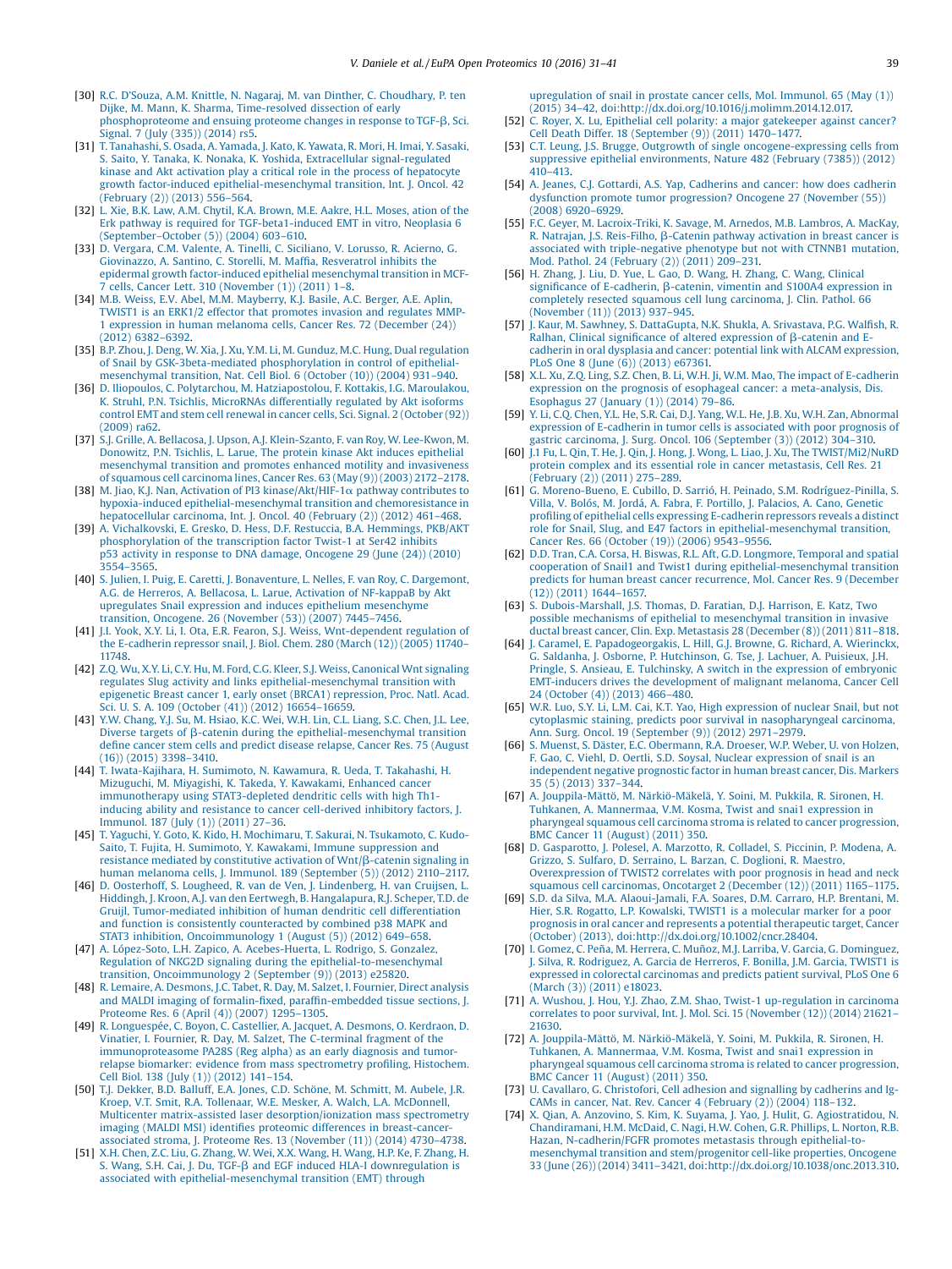[30] R.C. D'Souza, A.M. Knittle, N. Nagaraj, M. van Dinther, C. Choudhary, P. ten Dijke, M. Mann, K. Sharma, Time-resolved dissection of early phosphoproteome and ensuing proteome changes in response to TGF-β, Sci. Signal. 7 (July (335)) (2014) rs5.

[31] T. Tanahashi, S. Osada, A. Yamada, J. Kato, K. Yawata, R. Mori, H. Imai, Y. Sasaki, S. Saito, Y. Tanaka, K. Nonaka, K. Yoshida, Extracellular signal-regulated kinase and Akt activation play a critical role in the process of hepatocyte growth factor-induced epithelial-mesenchymal transition, Int. J. Oncol. 42 (February (2)) (2013) 556–564.

[32] L. Xie, B.K. Law, A.M. Chytil, K.A. Brown, M.E. Aakre, H.L. Moses, ation of the Erk pathway is required for TGF-beta1-induced EMT in vitro, Neoplasia 6 (September–October (5)) (2004) 603–610.

[33] D. Vergara, C.M. Valente, A. Tinelli, C. Siciliano, V. Lorusso, R. Acierno, G. Giovinazzo, A. Santino, C. Storelli, M. Maffia, Resveratrol inhibits the epidermal growth factor-induced epithelial mesenchymal transition in MCF-7 cells, Cancer Lett. 310 (November (1)) (2011) 1–8.

[34] M.B. Weiss, E.V. Abel, M.M. Mayberry, K.J. Basile, A.C. Berger, A.E. Aplin, TWIST1 is an ERK1/2 effector that promotes invasion and regulates MMP-1 expression in human melanoma cells, Cancer Res. 72 (December (24)) (2012) 6382–6392.

[35] B.P. Zhou, J. Deng, W. Xia, J. Xu, Y.M. Li, M. Gunduz, M.C. Hung, Dual regulation of Snail by GSK-3beta-mediated phosphorylation in control of epithelial-mesenchymal transition, Nat. Cell Biol. 6 (October (10)) (2004) 931–940.

[36] D. Iliopoulos, C. Polytarchou, M. Hatziapostolou, F. Kottakis, I.G. Maroulakou, K. Struhl, P.N. Tsichlis, MicroRNAs differentially regulated by Akt isoforms control EMT and stem cell renewal in cancer cells, Sci. Signal. 2 (October (92)) (2009) ra62.

[37] S.J. Grille, A. Bellacosa, J. Upson, A.J. Klein-Szanto, F. van Roy, W. Lee-Kwon, M. Donowitz, P.N. Tsichlis, L. Larue, The protein kinase Akt induces epithelial mesenchymal transition and promotes enhanced motility and invasiveness of squamous cell carcinoma lines, Cancer Res. 63 (May (9)) (2003) 2172–2178.

[38] M. Jiao, K.J. Nan, Activation of PI3 kinase/Akt/HIF-1α pathway contributes to hypoxia-induced epithelial-mesenchymal transition and chemoresistance in hepatocellular carcinoma, Int. J. Oncol. 40 (February (2)) (2012) 461–468.

[39] A. Vichalkovski, E. Gresko, D. Hess, D.F. Restuccia, B.A. Hemmings, PKB/AKT phosphorylation of the transcription factor Twist-1 at Ser42 inhibits p53 activity in response to DNA damage, Oncogene 29 (June (24)) (2010) 3554–3565.

[40] S. Julien, I. Puig, E. Caretti, J. Bonaventure, L. Nelles, F. van Roy, C. Dargemont, A.G. de Herreros, A. Bellacosa, L. Larue, Activation of NF-kappaB by Akt upregulates Snail expression and induces epithelium mesenchyme transition, Oncogene. 26 (November (53)) (2007) 7445–7456.

[41] J.I. Yook, X.Y. Li, I. Ota, E.R. Fearon, S.J. Weiss, Wnt-dependent regulation of the E-cadherin repressor snail, J. Biol. Chem. 280 (March (12)) (2005) 11740–11748.

[42] Z.Q. Wu, X.Y. Li, C.Y. Hu, M. Ford, C.G. Kleer, S.J. Weiss, Canonical Wnt signaling regulates Slug activity and links epithelial-mesenchymal transition with epigenetic Breast cancer 1, early onset (BRCA1) repression, Proc. Natl. Acad. Sci. U. S. A. 109 (October (41)) (2012) 16654–16659.

[43] Y.W. Chang, Y.J. Su, M. Hsiao, K.C. Wei, W.H. Lin, C.L. Liang, S.C. Chen, J.L. Lee, Diverse targets of β-catenin during the epithelial-mesenchymal transition define cancer stem cells and predict disease relapse, Cancer Res. 75 (August (16)) (2015) 3398–3410.

[44] T. Iwata-Kajihara, H. Sumimoto, N. Kawamura, R. Ueda, T. Takahashi, H. Mizuguchi, M. Miyagishi, K. Takeda, Y. Kawakami, Enhanced cancer immunotherapy using STAT3-depleted dendritic cells with high Th1-inducing ability and resistance to cancer cell-derived inhibitory factors, J. Immunol. 187 (July (1)) (2011) 27–36.

[45] T. Yaguchi, Y. Goto, K. Kido, H. Mochimaru, T. Sakurai, N. Tsukamoto, C. Kudo-Saito, T. Fujita, H. Sumimoto, Y. Kawakami, Immune suppression and resistance mediated by constitutive activation of Wnt/β-catenin signaling in human melanoma cells, J. Immunol. 189 (September (5)) (2012) 2110–2117.

[46] D. Oosterhoff, S. Lougheed, R. van de Ven, J. Lindenberg, H. van Cruijsen, L. Hiddingh, J. Kroon, A.J. van den Eertwegh, B. Hangalapura, R.J. Scheper, T.D. de Gruijl, Tumor-mediated inhibition of human dendritic cell differentiation and function is consistently counteracted by combined p38 MAPK and STAT3 inhibition, Oncoimmunology 1 (August (5)) (2012) 649–658.

[47] A. López-Soto, L.H. Zapico, A. Acebes-Huerta, L. Rodrigo, S. Gonzalez, Regulation of NKG2D signaling during the epithelial-to-mesenchymal transition, Oncoimmunology 2 (September (9)) (2013) e25820.

[48] R. Lemaire, A. Desmons, J.C. Tabet, R. Day, M. Salzet, I. Fournier, Direct analysis and MALDI imaging of formalin-fixed, paraffin-embedded tissue sections, J. Proteome Res. 6 (April (4)) (2007) 1295–1305.

[49] R. Longuespée, C. Boyon, C. Castellier, A. Jacquet, A. Desmons, O. Kerdraon, D. Vinatier, I. Fournier, R. Day, M. Salzet, The C-terminal fragment of the immunoproteasome PA28S (Reg alpha) as an early diagnosis and tumor-relapse biomarker: evidence from mass spectrometry profiling, Histochem. Cell Biol. 138 (July (1)) (2012) 141–154.

[50] T.J. Dekker, B.D. Balluff, E.A. Jones, C.D. Schöne, M. Schmitt, M. Aubele, J.R. Kroep, V.T. Smit, R.A. Tollenaar, W.E. Mesker, A. Walch, L.A. McDonnell, Multicenter matrix-assisted laser desorption/ionization mass spectrometry imaging (MALDI MSI) identifies proteomic differences in breast-cancer-associated stroma, J. Proteome Res. 13 (November (11)) (2014) 4730–4738.

[51] X.H. Chen, Z.C. Liu, G. Zhang, W. Wei, X.X. Wang, H. Wang, H.P. Ke, F. Zhang, H. S. Wang, S.H. Cai, J. Du, TGF-β and EGF induced HLA-I downregulation is associated with epithelial-mesenchymal transition (EMT) through upregulation of snail in prostate cancer cells, Mol. Immunol. 65 (May (1)) (2015) 34–42, doi:http://dx.doi.org/10.1016/j.molimm.2014.12.017.

[52] C. Royer, X. Lu, Epithelial cell polarity: a major gatekeeper against cancer? Cell Death Differ. 18 (September (9)) (2011) 1470–1477.

[53] C.T. Leung, J.S. Brugge, Outgrowth of single oncogene-expressing cells from suppressive epithelial environments, Nature 482 (February (7385)) (2012) 410–413.

[54] A. Jeanes, C.J. Gottardi, A.S. Yap, Cadherins and cancer: how does cadherin dysfunction promote tumor progression? Oncogene 27 (November (55)) (2008) 6920–6929.

[55] F.C. Geyer, M. Lacroix-Triki, K. Savage, M. Arnedos, M.B. Lambros, A. MacKay, R. Natrajan, J.S. Reis-Filho, β-Catenin pathway activation in breast cancer is associated with triple-negative phenotype but not with CTNNB1 mutation, Mod. Pathol. 24 (February (2)) (2011) 209–231.

[56] H. Zhang, J. Liu, D. Yue, L. Gao, D. Wang, H. Zhang, C. Wang, Clinical significance of E-cadherin, β-catenin, vimentin and S100A4 expression in completely resected squamous cell lung carcinoma, J. Clin. Pathol. 66 (November (11)) (2013) 937–945.

[57] J. Kaur, M. Sawhney, S. DattaGupta, N.K. Shukla, A. Srivastava, P.G. Walfish, R. Ralhan, Clinical significance of altered expression of β-catenin and E-cadherin in oral dysplasia and cancer: potential link with ALCAM expression, PLoS One 8 (June (6)) (2013) e67361.

[58] X.L. Xu, Z.Q. Ling, S.Z. Chen, B. Li, W.H. Ji, W.M. Mao, The impact of E-cadherin expression on the prognosis of esophageal cancer: a meta-analysis, Dis. Esophagus 27 (January (1)) (2014) 79–86.

[59] Y. Li, C.Q. Chen, Y.L. He, S.R. Cai, D.J. Yang, W.L. He, J.B. Xu, W.H. Zan, Abnormal expression of E-cadherin in tumor cells is associated with poor prognosis of gastric carcinoma, J. Surg. Oncol. 106 (September (3)) (2012) 304–310.

[60] J.1 Fu, L. Qin, T. He, J. Qin, J. Hong, J. Wong, L. Liao, J. Xu, The TWIST/Mi2/NuRD protein complex and its essential role in cancer metastasis, Cell Res. 21 (February (2)) (2011) 275–289.

[61] G. Moreno-Bueno, E. Cubillo, D. Sarrió, H. Peinado, S.M. Rodríguez-Pinilla, S. Villa, V. Bolós, M. Jordá, A. Fabra, F. Portillo, J. Palacios, A. Cano, Genetic profiling of epithelial cells expressing E-cadherin repressors reveals a distinct role for Snail, Slug, and E47 factors in epithelial-mesenchymal transition, Cancer Res. 66 (October (19)) (2006) 9543–9556.

[62] D.D. Tran, C.A. Corsa, H. Biswas, R.L. Aft, G.D. Longmore, Temporal and spatial cooperation of Snail1 and Twist1 during epithelial-mesenchymal transition predicts for human breast cancer recurrence, Mol. Cancer Res. 9 (December (12)) (2011) 1644–1657.

[63] S. Dubois-Marshall, J.S. Thomas, D. Faratian, D.J. Harrison, E. Katz, Two possible mechanisms of epithelial to mesenchymal transition in invasive ductal breast cancer, Clin. Exp. Metastasis 28 (December (8)) (2011) 811–818.

[64] J. Caramel, E. Papadogeorgakis, L. Hill, G.J. Browne, G. Richard, A. Wierinckx, G. Saldanha, J. Osborne, P. Hutchinson, G. Tse, J. Lachuer, A. Puisieux, J.H. Pringle, S. Ansieau, E. Tulchinsky, A switch in the expression of embryonic EMT-inducers drives the development of malignant melanoma, Cancer Cell 24 (October (4)) (2013) 466–480.

[65] W.R. Luo, S.Y. Li, L.M. Cai, K.T. Yao, High expression of nuclear Snail, but not cytoplasmic staining, predicts poor survival in nasopharyngeal carcinoma, Ann. Surg. Oncol. 19 (September (9)) (2012) 2971–2979.

[66] S. Muenst, S. Däster, E.C. Obermann, R.A. Droeser, W.P. Weber, U. von Holzen, F. Gao, C. Viehl, D. Oertli, S.D. Soysal, Nuclear expression of snail is an independent negative prognostic factor in human breast cancer, Dis. Markers 35 (5) (2013) 337–344.

[67] A. Jouppila-Mättö, M. Närkiö-Mäkelä, Y. Soini, M. Pukkila, R. Sironen, H. Tuhkanen, A. Mannermaa, V.M. Kosma, Twist and snai1 expression in pharyngeal squamous cell carcinoma stroma is related to cancer progression, BMC Cancer 11 (August) (2011) 350.

[68] D. Gasparotto, J. Polesel, A. Marzotto, R. Colladel, S. Piccinin, P. Modena, A. Grizzo, S. Sulfaro, D. Serraino, L. Barzan, C. Doglioni, R. Maestro, Overexpression of TWIST2 correlates with poor prognosis in head and neck squamous cell carcinomas, Oncotarget 2 (December (12)) (2011) 1165–1175.

[69] S.D. da Silva, M.A. Alaoui-Jamali, F.A. Soares, D.M. Carraro, H.P. Brentani, M. Hier, S.R. Rogatto, L.P. Kowalski, TWIST1 is a molecular marker for a poor prognosis in oral cancer and represents a potential therapeutic target, Cancer (October) (2013), doi:http://dx.doi.org/10.1002/cncr.28404.

[70] I. Gomez, C. Peña, M. Herrera, C. Muñoz, M.J. Larriba, V. Garcia, G. Dominguez, J. Silva, R. Rodriguez, A. Garcia de Herreros, F. Bonilla, J.M. Garcia, TWIST1 is expressed in colorectal carcinomas and predicts patient survival, PLoS One 6 (March (3)) (2011) e18023.

[71] A. Wushou, J. Hou, Y.J. Zhao, Z.M. Shao, Twist-1 up-regulation in carcinoma correlates to poor survival, Int. J. Mol. Sci. 15 (November (12)) (2014) 21621–21630.

[72] A. Jouppila-Mättö, M. Närkiö-Mäkelä, Y. Soini, M. Pukkila, R. Sironen, H. Tuhkanen, A. Mannermaa, V.M. Kosma, Twist and snai1 expression in pharyngeal squamous cell carcinoma stroma is related to cancer progression, BMC Cancer 11 (August) (2011) 350.

[73] U. Cavallaro, G. Christofori, Cell adhesion and signalling by cadherins and Ig-CAMs in cancer, Nat. Rev. Cancer 4 (February (2)) (2004) 118–132.

[74] X. Qian, A. Anzovino, S. Kim, K. Suyama, J. Yao, J. Hulit, G. Agiostratidou, N. Chandiramani, H.M. McDaid, C. Nagi, H.W. Cohen, G.R. Phillips, L. Norton, R.B. Hazan, N-cadherin/FGFR promotes metastasis through epithelial-to-mesenchymal transition and stem/progenitor cell-like properties, Oncogene 33 (June (26)) (2014) 3411–3421, doi:http://dx.doi.org/10.1038/onc.2013.310.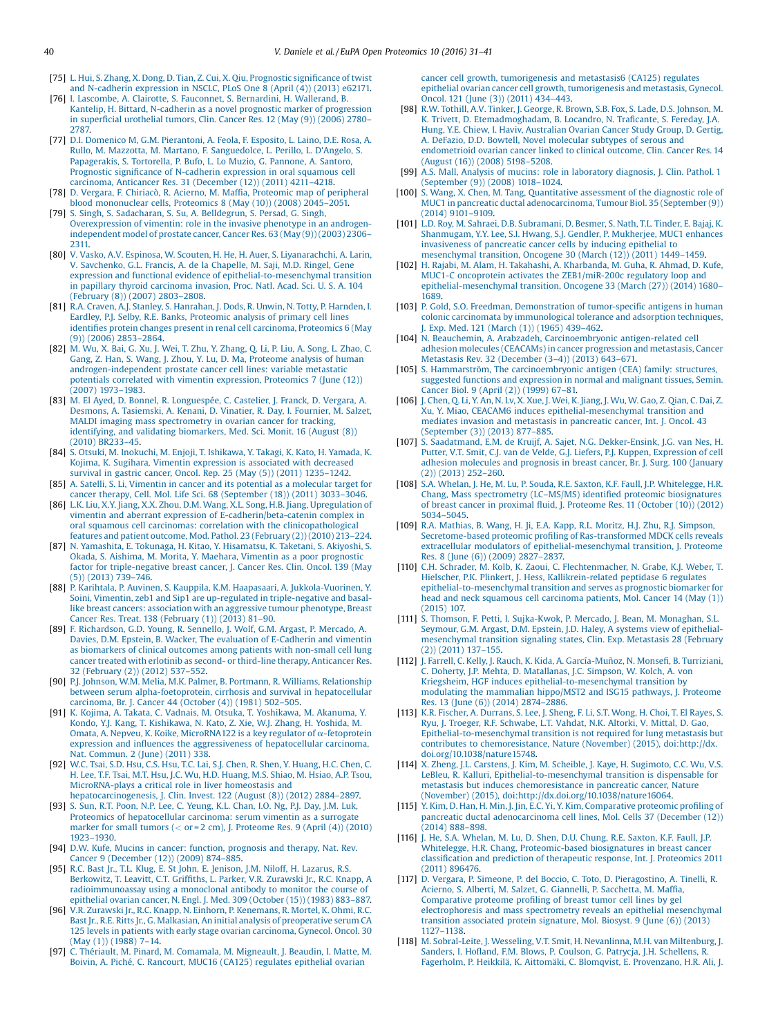[75] L. Hui, S. Zhang, X. Dong, D. Tian, Z. Cui, X. Qiu, Prognostic significance of twist and N-cadherin expression in NSCLC, PLoS One 8 (April (4)) (2013) e62171.

[76] I. Lascombe, A. Clairotte, S. Fauconnet, S. Bernardini, H. Wallerand, B. Kantelip, H. Bittard, N-cadherin as a novel prognostic marker of progression in superficial urothelial tumors, Clin. Cancer Res. 12 (May (9)) (2006) 2780–2787.

[77] D.I. Domenico M, G.M. Pierantoni, A. Feola, F. Esposito, L. Laino, D.E. Rosa, A. Rullo, M. Mazzotta, M. Martano, F. Sanguedolce, L. Perillo, L. D'Angelo, S. Papagerakis, S. Tortorella, P. Bufo, L. Lo Muzio, G. Pannone, A. Santoro, Prognostic significance of N-cadherin expression in oral squamous cell carcinoma, Anticancer Res. 31 (December (12)) (2011) 4211–4218.

[78] D. Vergara, F. Chiriacò, R. Acierno, M. Maffia, Proteomic map of peripheral blood mononuclear cells, Proteomics 8 (May (10)) (2008) 2045–2051.

[79] S. Singh, S. Sadacharan, S. Su, A. Belldegrun, S. Persad, G. Singh, Overexpression of vimentin: role in the invasive phenotype in an androgen-independent model of prostate cancer, Cancer Res. 63 (May (9)) (2003) 2306–2311.

[80] V. Vasko, A.V. Espinosa, W. Scouten, H. He, H. Auer, S. Liyanarachchi, A. Larin, V. Savchenko, G.L. Francis, A. de la Chapelle, M. Saji, M.D. Ringel, Gene expression and functional evidence of epithelial-to-mesenchymal transition in papillary thyroid carcinoma invasion, Proc. Natl. Acad. Sci. U. S. A. 104 (February (8)) (2007) 2803–2808.

[81] R.A. Craven, A.J. Stanley, S. Hanrahan, J. Dods, R. Unwin, N. Totty, P. Harnden, I. Eardley, P.J. Selby, R.E. Banks, Proteomic analysis of primary cell lines identifies protein changes present in renal cell carcinoma, Proteomics 6 (May (9)) (2006) 2853–2864.

[82] M. Wu, X. Bai, G. Xu, J. Wei, T. Zhu, Y. Zhang, Q. Li, P. Liu, A. Song, L. Zhao, C. Gang, Z. Han, S. Wang, J. Zhou, Y. Lu, D. Ma, Proteome analysis of human androgen-independent prostate cancer cell lines: variable metastatic potentials correlated with vimentin expression, Proteomics 7 (June (12)) (2007) 1973–1983.

[83] M El Ayed, D. Bonnel, R. Longuespée, C. Castelier, J. Franck, D. Vergara, A. Desmons, A. Tasiemski, A. Kenani, D. Vinatier, R. Day, I. Fournier, M. Salzet, MALDI imaging mass spectrometry in ovarian cancer for tracking, identifying, and validating biomarkers, Med. Sci. Monit. 16 (August (8)) (2010) BR233–45.

[84] S. Otsuki, M. Inokuchi, M. Enjoji, T. Ishikawa, Y. Takagi, K. Kato, H. Yamada, K. Kojima, K. Sugihara, Vimentin expression is associated with decreased survival in gastric cancer, Oncol. Rep. 25 (May (5)) (2011) 1235–1242.

[85] A. Satelli, S. Li, Vimentin in cancer and its potential as a molecular target for cancer therapy, Cell. Mol. Life Sci. 68 (September (18)) (2011) 3033–3046.

[86] L.K. Liu, X.Y. Jiang, X.X. Zhou, D.M. Wang, X.L. Song, H.B. Jiang, Upregulation of vimentin and aberrant expression of E-cadherin/beta-catenin complex in oral squamous cell carcinomas: correlation with the clinicopathological features and patient outcome, Mod. Pathol. 23 (February (2)) (2010) 213–224.

[87] N. Yamashita, E. Tokunaga, H. Kitao, Y. Hisamatsu, K. Taketani, S. Akiyoshi, S. Okada, S. Aishima, M. Morita, Y. Maehara, Vimentin as a poor prognostic factor for triple-negative breast cancer, J. Cancer Res. Clin. Oncol. 139 (May (5)) (2013) 739–746.

[88] P. Karihtala, P. Auvinen, S. Kauppila, K.M. Haapasaari, A. Jukkola-Vuorinen, Y. Soini, Vimentin, zeb1 and Sip1 are up-regulated in triple-negative and basal-like breast cancers: association with an aggressive tumour phenotype, Breast Cancer Res. Treat. 138 (February (1)) (2013) 81–90.

[89] F. Richardson, G.D. Young, R. Sennello, J. Wolf, G.M. Argast, P. Mercado, A. Davies, D.M. Epstein, B. Wacker, The evaluation of E-Cadherin and vimentin as biomarkers of clinical outcomes among patients with non-small cell lung cancer treated with erlotinib as second- or third-line therapy, Anticancer Res. 32 (February (2)) (2012) 537–552.

[90] P.J. Johnson, W.M. Melia, M.K. Palmer, B. Portmann, R. Williams, Relationship between serum alpha-foetoprotein, cirrhosis and survival in hepatocellular carcinoma, Br. J. Cancer 44 (October (4)) (1981) 502–505.

[91] K. Kojima, A. Takata, C. Vadnais, M. Otsuka, T. Yoshikawa, M. Akanuma, Y. Kondo, Y.J. Kang, T. Kishikawa, N. Kato, Z. Xie, W.J. Zhang, H. Yoshida, M. Omata, A. Nepveu, K. Koike, MicroRNA122 is a key regulator of α-fetoprotein expression and influences the aggressiveness of hepatocellular carcinoma, Nat. Commun. 2 (June) (2011) 338.

[92] W.C. Tsai, S.D. Hsu, C.S. Hsu, T.C. Lai, S.J. Chen, R. Shen, Y. Huang, H.C. Chen, C. H. Lee, T.F. Tsai, M.T. Hsu, J.C. Wu, H.D. Huang, M.S. Shiao, M. Hsiao, A.P. Tsou, MicroRNA-plays a critical role in liver homeostasis and hepatocarcinogenesis, J. Clin. Invest. 122 (August (8)) (2012) 2884–2897.

[93] S. Sun, R.T. Poon, N.P. Lee, C. Yeung, K.L. Chan, I.O. Ng, P.J. Day, J.M. Luk, Proteomics of hepatocellular carcinoma: serum vimentin as a surrogate marker for small tumors (< or = 2 cm), J. Proteome Res. 9 (April (4)) (2010) 1923–1930.

[94] D.W. Kufe, Mucins in cancer: function, prognosis and therapy, Nat. Rev. Cancer 9 (December (12)) (2009) 874–885.

[95] R.C. Bast Jr., T.L. Klug, E. St John, E. Jenison, J.M. Niloff, H. Lazarus, R.S. Berkowitz, T. Leavitt, C.T. Griffiths, L. Parker, V.R. Zurawski Jr., R.C. Knapp, A radioimmunoassay using a monoclonal antibody to monitor the course of epithelial ovarian cancer, N. Engl. J. Med. 309 (October (15)) (1983) 883–887.

[96] V.R. Zurawski Jr., R.C. Knapp, N. Einhorn, P. Kenemans, R. Mortel, K. Ohmi, R.C. Bast Jr., R.E. Ritts Jr., G. Malkasian, An initial analysis of preoperative serum CA 125 levels in patients with early stage ovarian carcinoma, Gynecol. Oncol. 30 (May (1)) (1988) 7–14.

[97] C. Thériault, M. Pinard, M. Comamala, M. Migneault, J. Beaudin, I. Matte, M. Boivin, A. Piché, C. Rancourt, MUC16 (CA125) regulates epithelial ovarian cancer cell growth, tumorigenesis and metastasis6 (CA125) regulates epithelial ovarian cancer cell growth, tumorigenesis and metastasis, Gynecol. Oncol. 121 (June (3)) (2011) 434–443.

[98] R.W. Tothill, A.V. Tinker, J. George, R. Brown, S.B. Fox, S. Lade, D.S. Johnson, M. K. Trivett, D. Etemadmoghadam, B. Locandro, N. Traficante, S. Fereday, J.A. Hung, Y.E. Chiew, I. Haviv, Australian Ovarian Cancer Study Group, D. Gertig, A. DeFazio, D.D. Bowtell, Novel molecular subtypes of serous and endometrioid ovarian cancer linked to clinical outcome, Clin. Cancer Res. 14 (August (16)) (2008) 5198–5208.

[99] A.S. Mall, Analysis of mucins: role in laboratory diagnosis, J. Clin. Pathol. 1 (September (9)) (2008) 1018–1024.

[100] S. Wang, X. Chen, M. Tang, Quantitative assessment of the diagnostic role of MUC1 in pancreatic ductal adenocarcinoma, Tumour Biol. 35 (September (9)) (2014) 9101–9109.

[101] L.D. Roy, M. Sahraei, D.B. Subramani, D. Besmer, S. Nath, T.L. Tinder, E. Bajaj, K. Shanmugam, Y.Y. Lee, S.I. Hwang, S.J. Gendler, P. Mukherjee, MUC1 enhances invasiveness of pancreatic cancer cells by inducing epithelial to mesenchymal transition, Oncogene 30 (March (12)) (2011) 1449–1459.

[102] H. Rajabi, M. Alam, H. Takahashi, A. Kharbanda, M. Guha, R. Ahmad, D. Kufe, MUC1-C oncoprotein activates the ZEB1/miR-200c regulatory loop and epithelial-mesenchymal transition, Oncogene 33 (March (27)) (2014) 1680–1689.

[103] P. Gold, S.O. Freedman, Demonstration of tumor-specific antigens in human colonic carcinomata by immunological tolerance and adsorption techniques, J. Exp. Med. 121 (March (1)) (1965) 439–462.

[104] N. Beauchemin, A. Arabzadeh, Carcinoembryonic antigen-related cell adhesion molecules (CEACAMs) in cancer progression and metastasis, Cancer Metastasis Rev. 32 (December (3–4)) (2013) 643–671.

[105] S. Hammarström, The carcinoembryonic antigen (CEA) family: structures, suggested functions and expression in normal and malignant tissues, Semin. Cancer Biol. 9 (April (2)) (1999) 67–81.

[106] J. Chen, Q. Li, Y. An, N. Lv, X. Xue, J. Wei, K. Jiang, J. Wu, W. Gao, Z. Qian, C. Dai, Z. Xu, Y. Miao, CEACAM6 induces epithelial-mesenchymal transition and mediates invasion and metastasis in pancreatic cancer, Int. J. Oncol. 43 (September (3)) (2013) 877–885.

[107] S. Saadatmand, E.M. de Kruijf, A. Sajet, N.G. Dekker-Ensink, J.G. van Nes, H. Putter, V.T. Smit, C.J. van de Velde, G.J. Liefers, P.J. Kuppen, Expression of cell adhesion molecules and prognosis in breast cancer, Br. J. Surg. 100 (January (2)) (2013) 252–260.

[108] S.A. Whelan, J. He, M. Lu, P. Souda, R.E. Saxton, K.F. Faull, J.P. Whitelegge, H.R. Chang, Mass spectrometry (LC–MS/MS) identified proteomic biosignatures of breast cancer in proximal fluid, J. Proteome Res. 11 (October (10)) (2012) 5034–5045.

[109] R.A. Mathias, B. Wang, H. Ji, E.A. Kapp, R.L. Moritz, H.J. Zhu, R.J. Simpson, Secretome-based proteomic profiling of Ras-transformed MDCK cells reveals extracellular modulators of epithelial-mesenchymal transition, J. Proteome Res. 8 (June (6)) (2009) 2827–2837.

[110] C.H. Schrader, M. Kolb, K. Zaoui, C. Flechtenmacher, N. Grabe, K.J. Weber, T. Hielscher, P.K. Plinkert, J. Hess, Kallikrein-related peptidase 6 regulates epithelial-to-mesenchymal transition and serves as prognostic biomarker for head and neck squamous cell carcinoma patients, Mol. Cancer 14 (May (1)) (2015) 107.

[111] S. Thomson, F. Petti, I. Sujka-Kwok, P. Mercado, J. Bean, M. Monaghan, S.L. Seymour, G.M. Argast, D.M. Epstein, J.D. Haley, A systems view of epithelial-mesenchymal transition signaling states, Clin. Exp. Metastasis 28 (February (2)) (2011) 137–155.

[112] J. Farrell, C. Kelly, J. Rauch, K. Kida, A. García-Muñoz, N. Monsefi, B. Turriziani, C. Doherty, J.P. Mehta, D. Matallanas, J.C. Simpson, W. Kolch, A. von Kriegsheim, HGF induces epithelial-to-mesenchymal transition by modulating the mammalian hippo/MST2 and ISG15 pathways, J. Proteome Res. 13 (June (6)) (2014) 2874–2886.

[113] K.R. Fischer, A. Durrans, S. Lee, J. Sheng, F. Li, S.T. Wong, H. Choi, T. El Rayes, S. Ryu, J. Troeger, R.F. Schwabe, L.T. Vahdat, N.K. Altorki, V. Mittal, D. Gao, Epithelial-to-mesenchymal transition is not required for lung metastasis but contributes to chemoresistance, Nature (November) (2015), doi:http://dx.doi.org/10.1038/nature15748.

[114] X. Zheng, J.L. Carstens, J. Kim, M. Scheible, J. Kaye, H. Sugimoto, C.C. Wu, V.S. LeBleu, R. Kalluri, Epithelial-to-mesenchymal transition is dispensable for metastasis but induces chemoresistance in pancreatic cancer, Nature (November) (2015), doi:http://dx.doi.org/10.1038/nature16064.

[115] Y. Kim, D. Han, H. Min, J. Jin, E.C. Yi, Y. Kim, Comparative proteomic profiling of pancreatic ductal adenocarcinoma cell lines, Mol. Cells 37 (December (12)) (2014) 888–898.

[116] J. He, S.A. Whelan, M. Lu, D. Shen, D.U. Chung, R.E. Saxton, K.F. Faull, J.P. Whitelegge, H.R. Chang, Proteomic-based biosignatures in breast cancer classification and prediction of therapeutic response, Int. J. Proteomics 2011 (2011) 896476.

[117] D. Vergara, P. Simeone, P. del Boccio, C. Toto, D. Pieragostino, A. Tinelli, R. Acierno, S. Alberti, M. Salzet, G. Giannelli, P. Sacchetta, M. Maffia, Comparative proteome profiling of breast tumor cell lines by gel electrophoresis and mass spectrometry reveals an epithelial mesenchymal transition associated protein signature, Mol. Biosyst. 9 (June (6)) (2013) 1127–1138.

[118] M. Sobral-Leite, J. Wesseling, V.T. Smit, H. Nevanlinna, M.H. van Miltenburg, J. Sanders, I. Hofland, F.M. Blows, P. Coulson, G. Patrycja, J.H. Schellens, R. Fagerholm, P. Heikkilä, K. Aittomäki, C. Blomqvist, E. Provenzano, H.R. Ali, J.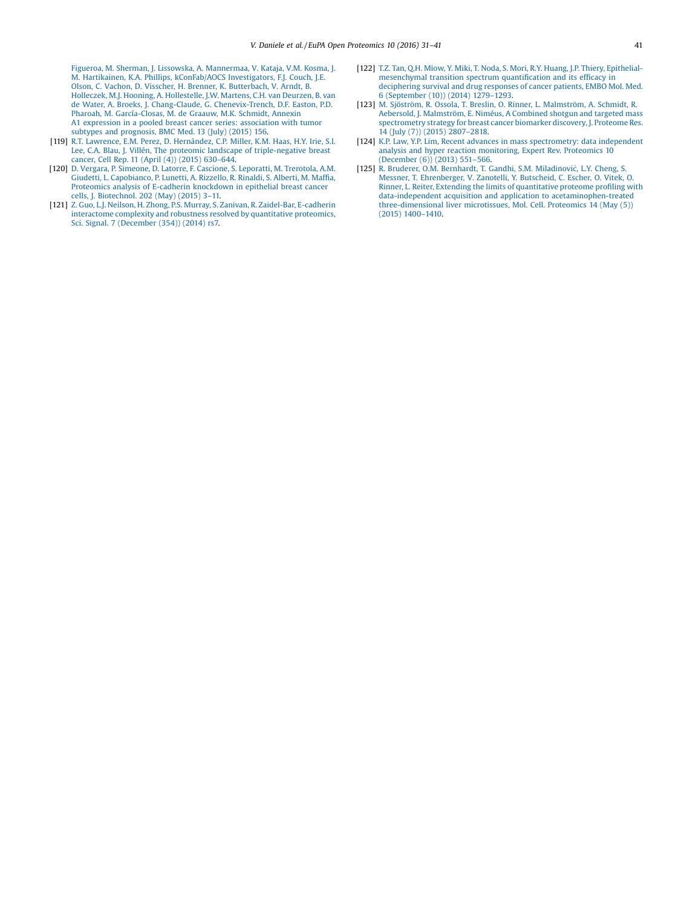Figueroa, M. Sherman, J. Lissowska, A. Mannermaa, V. Kataja, V.M. Kosma, J. M. Hartikainen, K.A. Phillips, kConFab/AOCS Investigators, F.J. Couch, J.E. Olson, C. Vachon, D. Visscher, H. Brenner, K. Butterbach, V. Arndt, B. Holleczek, M.J. Hooning, A. Hollestelle, J.W. Martens, C.H. van Deurzen, B. van de Water, A. Broeks, J. Chang-Claude, G. Chenevix-Trench, D.F. Easton, P.D. Pharoah, M. García-Closas, M. de Graauw, M.K. Schmidt, Annexin A1 expression in a pooled breast cancer series: association with tumor subtypes and prognosis, BMC Med. 13 (July) (2015) 156.

[119] R.T. Lawrence, E.M. Perez, D. Hernández, C.P. Miller, K.M. Haas, H.Y. Irie, S.I. Lee, C.A. Blau, J. Villén, The proteomic landscape of triple-negative breast cancer, Cell Rep. 11 (April (4)) (2015) 630–644.

[120] D. Vergara, P. Simeone, D. Latorre, F. Cascione, S. Leporatti, M. Trerotola, A.M. Giudetti, L. Capobianco, P. Lunetti, A. Rizzello, R. Rinaldi, S. Alberti, M. Maffia, Proteomics analysis of E-cadherin knockdown in epithelial breast cancer cells, J. Biotechnol. 202 (May) (2015) 3–11.

[121] Z. Guo, L.J. Neilson, H. Zhong, P.S. Murray, S. Zanivan, R. Zaidel-Bar, E-cadherin interactome complexity and robustness resolved by quantitative proteomics, Sci. Signal. 7 (December (354)) (2014) rs7.

[122] T.Z. Tan, Q.H. Miow, Y. Miki, T. Noda, S. Mori, R.Y. Huang, J.P. Thiery, Epithelial-mesenchymal transition spectrum quantification and its efficacy in deciphering survival and drug responses of cancer patients, EMBO Mol. Med. 6 (September (10)) (2014) 1279–1293.

[123] M. Sjöström, R. Ossola, T. Breslin, O. Rinner, L. Malmström, A. Schmidt, R. Aebersold, J. Malmström, E. Niméus, A Combined shotgun and targeted mass spectrometry strategy for breast cancer biomarker discovery, J. Proteome Res. 14 (July (7)) (2015) 2807–2818.

[124] K.P. Law, Y.P. Lim, Recent advances in mass spectrometry: data independent analysis and hyper reaction monitoring, Expert Rev. Proteomics 10 (December (6)) (2013) 551–566.

[125] R. Bruderer, O.M. Bernhardt, T. Gandhi, S.M. Miladinović, L.Y. Cheng, S. Messner, T. Ehrenberger, V. Zanotelli, Y. Butscheid, C. Escher, O. Vitek, O. Rinner, L. Reiter, Extending the limits of quantitative proteome profiling with data-independent acquisition and application to acetaminophen-treated three-dimensional liver microtissues, Mol. Cell. Proteomics 14 (May (5)) (2015) 1400–1410.